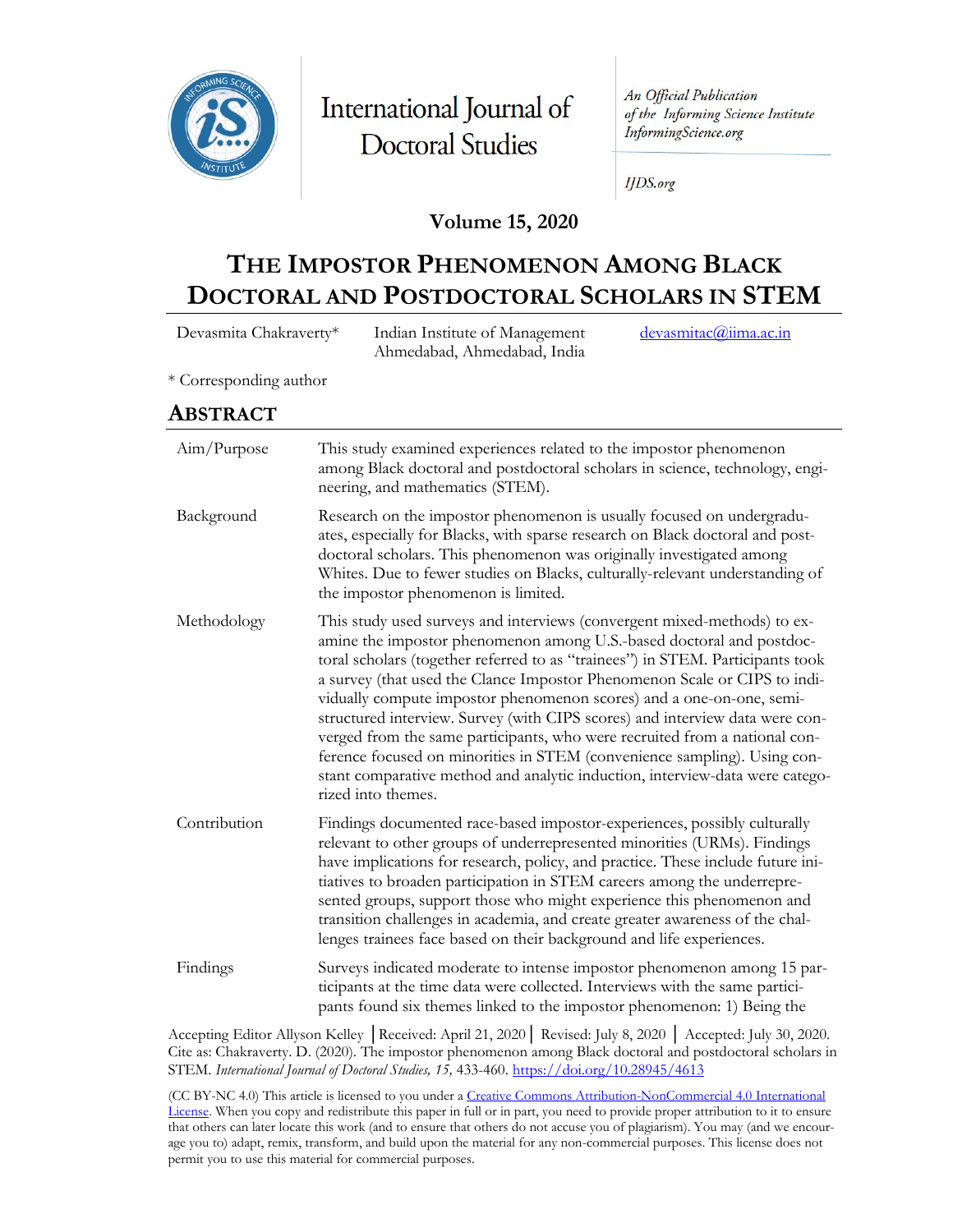International Journal of Doctoral Studies

*An Official Publication of the Informing Science Institute InformingScience.org*

*IJDS.org*

**Volume 15, 2020**

# THE IMPOSTOR PHENOMENON AMONG BLACK DOCTORAL AND POSTDOCTORAL SCHOLARS IN STEM

| Devasmita Chakraverty* | Indian Institute of Management Ahmedabad, Ahmedabad, India | devasmitac@iima.ac.in |
|---|---|---|

\* Corresponding author

## ABSTRACT

| | |
|---|---|
| Aim/Purpose | This study examined experiences related to the impostor phenomenon among Black doctoral and postdoctoral scholars in science, technology, engineering, and mathematics (STEM). |
| Background | Research on the impostor phenomenon is usually focused on undergraduates, especially for Blacks, with sparse research on Black doctoral and postdoctoral scholars. This phenomenon was originally investigated among Whites. Due to fewer studies on Blacks, culturally-relevant understanding of the impostor phenomenon is limited. |
| Methodology | This study used surveys and interviews (convergent mixed-methods) to examine the impostor phenomenon among U.S.-based doctoral and postdoctoral scholars (together referred to as "trainees") in STEM. Participants took a survey (that used the Clance Impostor Phenomenon Scale or CIPS to individually compute impostor phenomenon scores) and a one-on-one, semi-structured interview. Survey (with CIPS scores) and interview data were converged from the same participants, who were recruited from a national conference focused on minorities in STEM (convenience sampling). Using constant comparative method and analytic induction, interview-data were categorized into themes. |
| Contribution | Findings documented race-based impostor-experiences, possibly culturally relevant to other groups of underrepresented minorities (URMs). Findings have implications for research, policy, and practice. These include future initiatives to broaden participation in STEM careers among the underrepresented groups, support those who might experience this phenomenon and transition challenges in academia, and create greater awareness of the challenges trainees face based on their background and life experiences. |
| Findings | Surveys indicated moderate to intense impostor phenomenon among 15 participants at the time data were collected. Interviews with the same participants found six themes linked to the impostor phenomenon: 1) Being the |

Accepting Editor Allyson Kelley │Received: April 21, 2020│ Revised: July 8, 2020 │ Accepted: July 30, 2020.
Cite as: Chakraverty. D. (2020). The impostor phenomenon among Black doctoral and postdoctoral scholars in STEM. *International Journal of Doctoral Studies, 15,* 433-460. https://doi.org/10.28945/4613

(CC BY-NC 4.0) This article is licensed to you under a Creative Commons Attribution-NonCommercial 4.0 International License. When you copy and redistribute this paper in full or in part, you need to provide proper attribution to it to ensure that others can later locate this work (and to ensure that others do not accuse you of plagiarism). You may (and we encourage you to) adapt, remix, transform, and build upon the material for any non-commercial purposes. This license does not permit you to use this material for commercial purposes.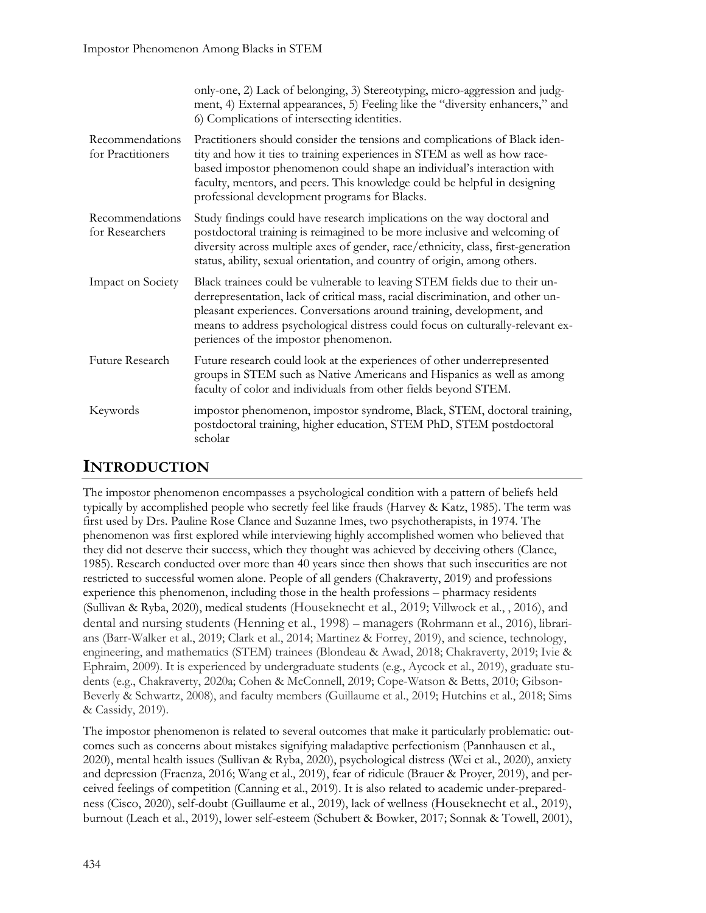| | |
|---|---|
| | only-one, 2) Lack of belonging, 3) Stereotyping, micro-aggression and judgment, 4) External appearances, 5) Feeling like the "diversity enhancers," and 6) Complications of intersecting identities. |
| Recommendations for Practitioners | Practitioners should consider the tensions and complications of Black identity and how it ties to training experiences in STEM as well as how race-based impostor phenomenon could shape an individual's interaction with faculty, mentors, and peers. This knowledge could be helpful in designing professional development programs for Blacks. |
| Recommendations for Researchers | Study findings could have research implications on the way doctoral and postdoctoral training is reimagined to be more inclusive and welcoming of diversity across multiple axes of gender, race/ethnicity, class, first-generation status, ability, sexual orientation, and country of origin, among others. |
| Impact on Society | Black trainees could be vulnerable to leaving STEM fields due to their underrepresentation, lack of critical mass, racial discrimination, and other unpleasant experiences. Conversations around training, development, and means to address psychological distress could focus on culturally-relevant experiences of the impostor phenomenon. |
| Future Research | Future research could look at the experiences of other underrepresented groups in STEM such as Native Americans and Hispanics as well as among faculty of color and individuals from other fields beyond STEM. |
| Keywords | impostor phenomenon, impostor syndrome, Black, STEM, doctoral training, postdoctoral training, higher education, STEM PhD, STEM postdoctoral scholar |

# INTRODUCTION

The impostor phenomenon encompasses a psychological condition with a pattern of beliefs held typically by accomplished people who secretly feel like frauds (Harvey & Katz, 1985). The term was first used by Drs. Pauline Rose Clance and Suzanne Imes, two psychotherapists, in 1974. The phenomenon was first explored while interviewing highly accomplished women who believed that they did not deserve their success, which they thought was achieved by deceiving others (Clance, 1985). Research conducted over more than 40 years since then shows that such insecurities are not restricted to successful women alone. People of all genders (Chakraverty, 2019) and professions experience this phenomenon, including those in the health professions – pharmacy residents (Sullivan & Ryba, 2020), medical students (Houseknecht et al., 2019; Villwock et al., , 2016), and dental and nursing students (Henning et al., 1998) – managers (Rohrmann et al., 2016), librarians (Barr-Walker et al., 2019; Clark et al., 2014; Martinez & Forrey, 2019), and science, technology, engineering, and mathematics (STEM) trainees (Blondeau & Awad, 2018; Chakraverty, 2019; Ivie & Ephraim, 2009). It is experienced by undergraduate students (e.g., Aycock et al., 2019), graduate students (e.g., Chakraverty, 2020a; Cohen & McConnell, 2019; Cope-Watson & Betts, 2010; Gibson-Beverly & Schwartz, 2008), and faculty members (Guillaume et al., 2019; Hutchins et al., 2018; Sims & Cassidy, 2019).

The impostor phenomenon is related to several outcomes that make it particularly problematic: outcomes such as concerns about mistakes signifying maladaptive perfectionism (Pannhausen et al., 2020), mental health issues (Sullivan & Ryba, 2020), psychological distress (Wei et al., 2020), anxiety and depression (Fraenza, 2016; Wang et al., 2019), fear of ridicule (Brauer & Proyer, 2019), and perceived feelings of competition (Canning et al., 2019). It is also related to academic under-preparedness (Cisco, 2020), self-doubt (Guillaume et al., 2019), lack of wellness (Houseknecht et al., 2019), burnout (Leach et al., 2019), lower self-esteem (Schubert & Bowker, 2017; Sonnak & Towell, 2001),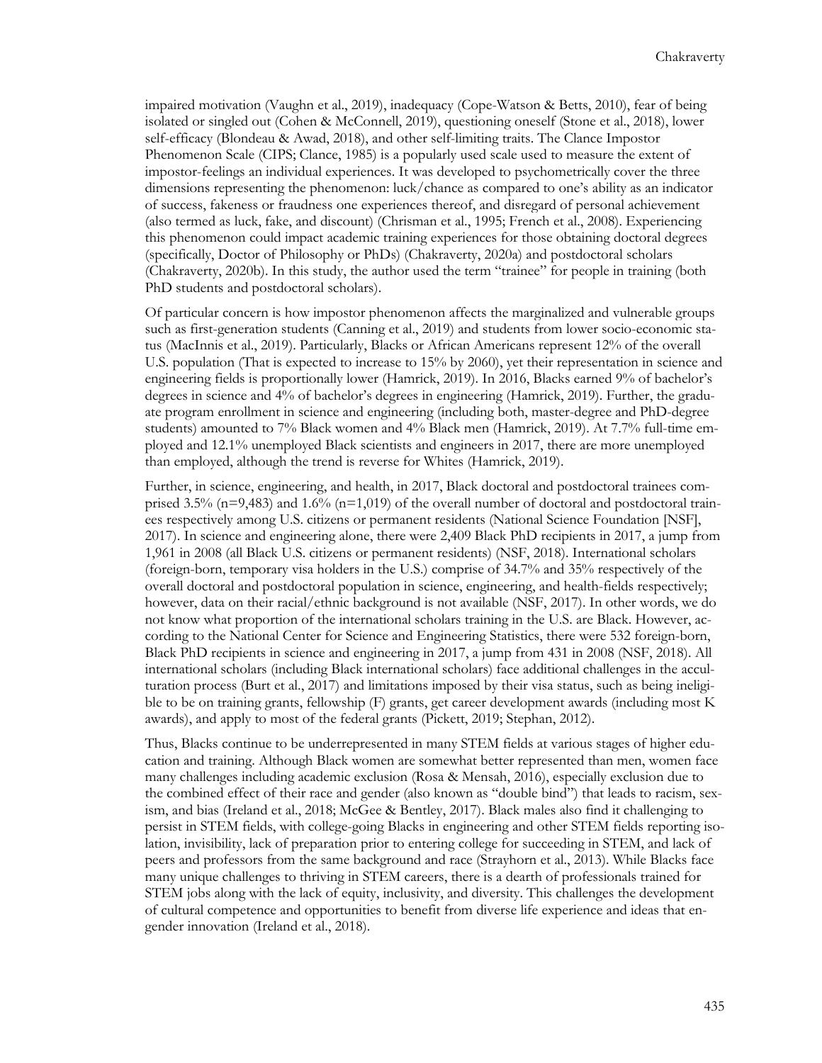impaired motivation (Vaughn et al., 2019), inadequacy (Cope-Watson & Betts, 2010), fear of being isolated or singled out (Cohen & McConnell, 2019), questioning oneself (Stone et al., 2018), lower self-efficacy (Blondeau & Awad, 2018), and other self-limiting traits. The Clance Impostor Phenomenon Scale (CIPS; Clance, 1985) is a popularly used scale used to measure the extent of impostor-feelings an individual experiences. It was developed to psychometrically cover the three dimensions representing the phenomenon: luck/chance as compared to one's ability as an indicator of success, fakeness or fraudness one experiences thereof, and disregard of personal achievement (also termed as luck, fake, and discount) (Chrisman et al., 1995; French et al., 2008). Experiencing this phenomenon could impact academic training experiences for those obtaining doctoral degrees (specifically, Doctor of Philosophy or PhDs) (Chakraverty, 2020a) and postdoctoral scholars (Chakraverty, 2020b). In this study, the author used the term "trainee" for people in training (both PhD students and postdoctoral scholars).

Of particular concern is how impostor phenomenon affects the marginalized and vulnerable groups such as first-generation students (Canning et al., 2019) and students from lower socio-economic status (MacInnis et al., 2019). Particularly, Blacks or African Americans represent 12% of the overall U.S. population (That is expected to increase to 15% by 2060), yet their representation in science and engineering fields is proportionally lower (Hamrick, 2019). In 2016, Blacks earned 9% of bachelor's degrees in science and 4% of bachelor's degrees in engineering (Hamrick, 2019). Further, the graduate program enrollment in science and engineering (including both, master-degree and PhD-degree students) amounted to 7% Black women and 4% Black men (Hamrick, 2019). At 7.7% full-time employed and 12.1% unemployed Black scientists and engineers in 2017, there are more unemployed than employed, although the trend is reverse for Whites (Hamrick, 2019).

Further, in science, engineering, and health, in 2017, Black doctoral and postdoctoral trainees comprised 3.5% (n=9,483) and 1.6% (n=1,019) of the overall number of doctoral and postdoctoral trainees respectively among U.S. citizens or permanent residents (National Science Foundation [NSF], 2017). In science and engineering alone, there were 2,409 Black PhD recipients in 2017, a jump from 1,961 in 2008 (all Black U.S. citizens or permanent residents) (NSF, 2018). International scholars (foreign-born, temporary visa holders in the U.S.) comprise of 34.7% and 35% respectively of the overall doctoral and postdoctoral population in science, engineering, and health-fields respectively; however, data on their racial/ethnic background is not available (NSF, 2017). In other words, we do not know what proportion of the international scholars training in the U.S. are Black. However, according to the National Center for Science and Engineering Statistics, there were 532 foreign-born, Black PhD recipients in science and engineering in 2017, a jump from 431 in 2008 (NSF, 2018). All international scholars (including Black international scholars) face additional challenges in the acculturation process (Burt et al., 2017) and limitations imposed by their visa status, such as being ineligible to be on training grants, fellowship (F) grants, get career development awards (including most K awards), and apply to most of the federal grants (Pickett, 2019; Stephan, 2012).

Thus, Blacks continue to be underrepresented in many STEM fields at various stages of higher education and training. Although Black women are somewhat better represented than men, women face many challenges including academic exclusion (Rosa & Mensah, 2016), especially exclusion due to the combined effect of their race and gender (also known as "double bind") that leads to racism, sexism, and bias (Ireland et al., 2018; McGee & Bentley, 2017). Black males also find it challenging to persist in STEM fields, with college-going Blacks in engineering and other STEM fields reporting isolation, invisibility, lack of preparation prior to entering college for succeeding in STEM, and lack of peers and professors from the same background and race (Strayhorn et al., 2013). While Blacks face many unique challenges to thriving in STEM careers, there is a dearth of professionals trained for STEM jobs along with the lack of equity, inclusivity, and diversity. This challenges the development of cultural competence and opportunities to benefit from diverse life experience and ideas that engender innovation (Ireland et al., 2018).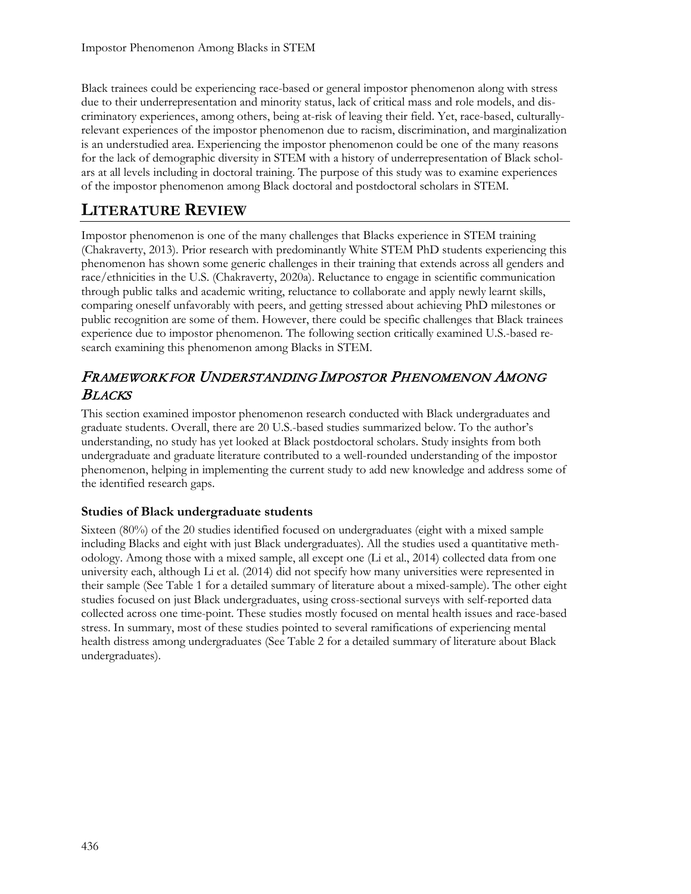Black trainees could be experiencing race-based or general impostor phenomenon along with stress due to their underrepresentation and minority status, lack of critical mass and role models, and discriminatory experiences, among others, being at-risk of leaving their field. Yet, race-based, culturally-relevant experiences of the impostor phenomenon due to racism, discrimination, and marginalization is an understudied area. Experiencing the impostor phenomenon could be one of the many reasons for the lack of demographic diversity in STEM with a history of underrepresentation of Black scholars at all levels including in doctoral training. The purpose of this study was to examine experiences of the impostor phenomenon among Black doctoral and postdoctoral scholars in STEM.

## LITERATURE REVIEW

Impostor phenomenon is one of the many challenges that Blacks experience in STEM training (Chakraverty, 2013). Prior research with predominantly White STEM PhD students experiencing this phenomenon has shown some generic challenges in their training that extends across all genders and race/ethnicities in the U.S. (Chakraverty, 2020a). Reluctance to engage in scientific communication through public talks and academic writing, reluctance to collaborate and apply newly learnt skills, comparing oneself unfavorably with peers, and getting stressed about achieving PhD milestones or public recognition are some of them. However, there could be specific challenges that Black trainees experience due to impostor phenomenon. The following section critically examined U.S.-based research examining this phenomenon among Blacks in STEM.

### *FRAMEWORK FOR UNDERSTANDING IMPOSTOR PHENOMENON AMONG BLACKS*

This section examined impostor phenomenon research conducted with Black undergraduates and graduate students. Overall, there are 20 U.S.-based studies summarized below. To the author's understanding, no study has yet looked at Black postdoctoral scholars. Study insights from both undergraduate and graduate literature contributed to a well-rounded understanding of the impostor phenomenon, helping in implementing the current study to add new knowledge and address some of the identified research gaps.

#### Studies of Black undergraduate students

Sixteen (80%) of the 20 studies identified focused on undergraduates (eight with a mixed sample including Blacks and eight with just Black undergraduates). All the studies used a quantitative methodology. Among those with a mixed sample, all except one (Li et al., 2014) collected data from one university each, although Li et al. (2014) did not specify how many universities were represented in their sample (See Table 1 for a detailed summary of literature about a mixed-sample). The other eight studies focused on just Black undergraduates, using cross-sectional surveys with self-reported data collected across one time-point. These studies mostly focused on mental health issues and race-based stress. In summary, most of these studies pointed to several ramifications of experiencing mental health distress among undergraduates (See Table 2 for a detailed summary of literature about Black undergraduates).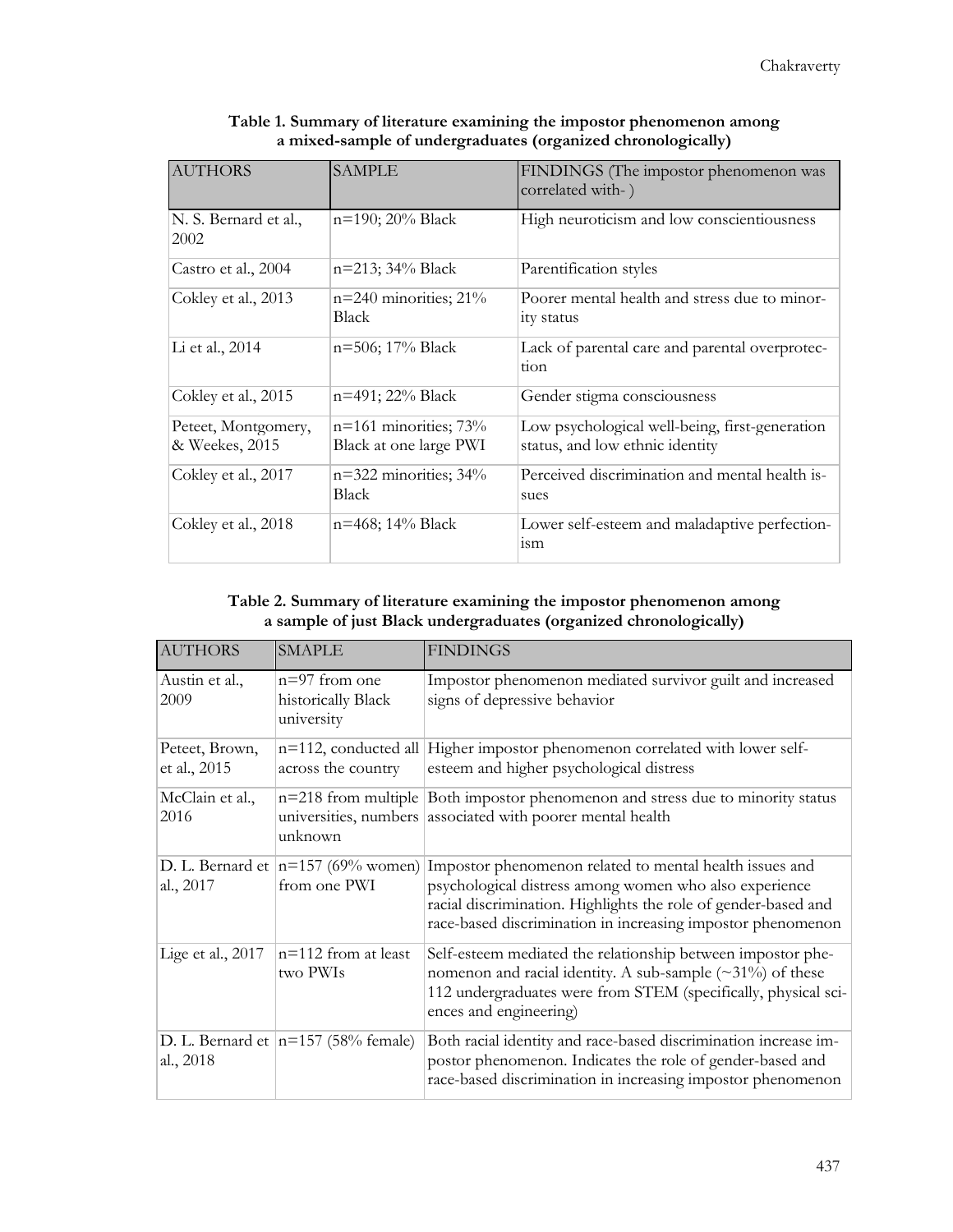**Table 1. Summary of literature examining the impostor phenomenon among a mixed-sample of undergraduates (organized chronologically)**

| AUTHORS | SAMPLE | FINDINGS (The impostor phenomenon was correlated with- ) |
|---|---|---|
| N. S. Bernard et al., 2002 | n=190; 20% Black | High neuroticism and low conscientiousness |
| Castro et al., 2004 | n=213; 34% Black | Parentification styles |
| Cokley et al., 2013 | n=240 minorities; 21% Black | Poorer mental health and stress due to minority status |
| Li et al., 2014 | n=506; 17% Black | Lack of parental care and parental overprotection |
| Cokley et al., 2015 | n=491; 22% Black | Gender stigma consciousness |
| Peteet, Montgomery, & Weekes, 2015 | n=161 minorities; 73% Black at one large PWI | Low psychological well-being, first-generation status, and low ethnic identity |
| Cokley et al., 2017 | n=322 minorities; 34% Black | Perceived discrimination and mental health issues |
| Cokley et al., 2018 | n=468; 14% Black | Lower self-esteem and maladaptive perfectionism |

**Table 2. Summary of literature examining the impostor phenomenon among a sample of just Black undergraduates (organized chronologically)**

| AUTHORS | SMAPLE | FINDINGS |
|---|---|---|
| Austin et al., 2009 | n=97 from one historically Black university | Impostor phenomenon mediated survivor guilt and increased signs of depressive behavior |
| Peteet, Brown, et al., 2015 | n=112, conducted all across the country | Higher impostor phenomenon correlated with lower self-esteem and higher psychological distress |
| McClain et al., 2016 | n=218 from multiple universities, numbers unknown | Both impostor phenomenon and stress due to minority status associated with poorer mental health |
| D. L. Bernard et al., 2017 | n=157 (69% women) from one PWI | Impostor phenomenon related to mental health issues and psychological distress among women who also experience racial discrimination. Highlights the role of gender-based and race-based discrimination in increasing impostor phenomenon |
| Lige et al., 2017 | n=112 from at least two PWIs | Self-esteem mediated the relationship between impostor phenomenon and racial identity. A sub-sample (~31%) of these 112 undergraduates were from STEM (specifically, physical sciences and engineering) |
| D. L. Bernard et al., 2018 | n=157 (58% female) | Both racial identity and race-based discrimination increase impostor phenomenon. Indicates the role of gender-based and race-based discrimination in increasing impostor phenomenon |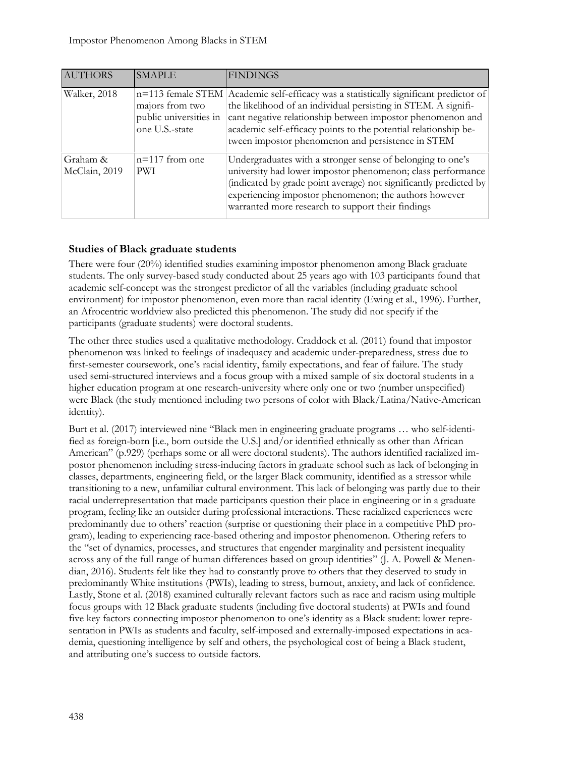| AUTHORS | SMAPLE | FINDINGS |
|---|---|---|
| Walker, 2018 | n=113 female STEM majors from two public universities in one U.S.-state | Academic self-efficacy was a statistically significant predictor of the likelihood of an individual persisting in STEM. A significant negative relationship between impostor phenomenon and academic self-efficacy points to the potential relationship between impostor phenomenon and persistence in STEM |
| Graham & McClain, 2019 | n=117 from one PWI | Undergraduates with a stronger sense of belonging to one's university had lower impostor phenomenon; class performance (indicated by grade point average) not significantly predicted by experiencing impostor phenomenon; the authors however warranted more research to support their findings |

### Studies of Black graduate students

There were four (20%) identified studies examining impostor phenomenon among Black graduate students. The only survey-based study conducted about 25 years ago with 103 participants found that academic self-concept was the strongest predictor of all the variables (including graduate school environment) for impostor phenomenon, even more than racial identity (Ewing et al., 1996). Further, an Afrocentric worldview also predicted this phenomenon. The study did not specify if the participants (graduate students) were doctoral students.

The other three studies used a qualitative methodology. Craddock et al. (2011) found that impostor phenomenon was linked to feelings of inadequacy and academic under-preparedness, stress due to first-semester coursework, one's racial identity, family expectations, and fear of failure. The study used semi-structured interviews and a focus group with a mixed sample of six doctoral students in a higher education program at one research-university where only one or two (number unspecified) were Black (the study mentioned including two persons of color with Black/Latina/Native-American identity).

Burt et al. (2017) interviewed nine "Black men in engineering graduate programs … who self-identified as foreign-born [i.e., born outside the U.S.] and/or identified ethnically as other than African American" (p.929) (perhaps some or all were doctoral students). The authors identified racialized impostor phenomenon including stress-inducing factors in graduate school such as lack of belonging in classes, departments, engineering field, or the larger Black community, identified as a stressor while transitioning to a new, unfamiliar cultural environment. This lack of belonging was partly due to their racial underrepresentation that made participants question their place in engineering or in a graduate program, feeling like an outsider during professional interactions. These racialized experiences were predominantly due to others' reaction (surprise or questioning their place in a competitive PhD program), leading to experiencing race-based othering and impostor phenomenon. Othering refers to the "set of dynamics, processes, and structures that engender marginality and persistent inequality across any of the full range of human differences based on group identities" (J. A. Powell & Menendian, 2016). Students felt like they had to constantly prove to others that they deserved to study in predominantly White institutions (PWIs), leading to stress, burnout, anxiety, and lack of confidence. Lastly, Stone et al. (2018) examined culturally relevant factors such as race and racism using multiple focus groups with 12 Black graduate students (including five doctoral students) at PWIs and found five key factors connecting impostor phenomenon to one's identity as a Black student: lower representation in PWIs as students and faculty, self-imposed and externally-imposed expectations in academia, questioning intelligence by self and others, the psychological cost of being a Black student, and attributing one's success to outside factors.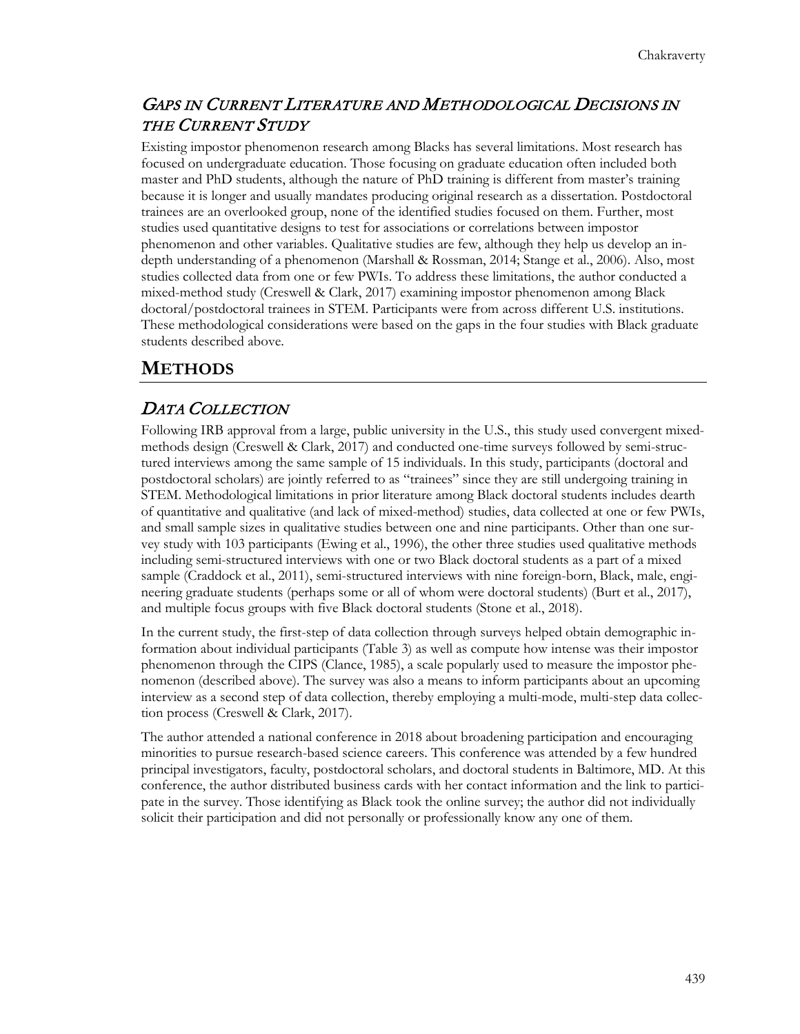## *Gaps in Current Literature and Methodological Decisions in the Current Study*

Existing impostor phenomenon research among Blacks has several limitations. Most research has focused on undergraduate education. Those focusing on graduate education often included both master and PhD students, although the nature of PhD training is different from master's training because it is longer and usually mandates producing original research as a dissertation. Postdoctoral trainees are an overlooked group, none of the identified studies focused on them. Further, most studies used quantitative designs to test for associations or correlations between impostor phenomenon and other variables. Qualitative studies are few, although they help us develop an in-depth understanding of a phenomenon (Marshall & Rossman, 2014; Stange et al., 2006). Also, most studies collected data from one or few PWIs. To address these limitations, the author conducted a mixed-method study (Creswell & Clark, 2017) examining impostor phenomenon among Black doctoral/postdoctoral trainees in STEM. Participants were from across different U.S. institutions. These methodological considerations were based on the gaps in the four studies with Black graduate students described above.

# **Methods**

## *Data Collection*

Following IRB approval from a large, public university in the U.S., this study used convergent mixed-methods design (Creswell & Clark, 2017) and conducted one-time surveys followed by semi-structured interviews among the same sample of 15 individuals. In this study, participants (doctoral and postdoctoral scholars) are jointly referred to as "trainees" since they are still undergoing training in STEM. Methodological limitations in prior literature among Black doctoral students includes dearth of quantitative and qualitative (and lack of mixed-method) studies, data collected at one or few PWIs, and small sample sizes in qualitative studies between one and nine participants. Other than one survey study with 103 participants (Ewing et al., 1996), the other three studies used qualitative methods including semi-structured interviews with one or two Black doctoral students as a part of a mixed sample (Craddock et al., 2011), semi-structured interviews with nine foreign-born, Black, male, engineering graduate students (perhaps some or all of whom were doctoral students) (Burt et al., 2017), and multiple focus groups with five Black doctoral students (Stone et al., 2018).

In the current study, the first-step of data collection through surveys helped obtain demographic information about individual participants (Table 3) as well as compute how intense was their impostor phenomenon through the CIPS (Clance, 1985), a scale popularly used to measure the impostor phenomenon (described above). The survey was also a means to inform participants about an upcoming interview as a second step of data collection, thereby employing a multi-mode, multi-step data collection process (Creswell & Clark, 2017).

The author attended a national conference in 2018 about broadening participation and encouraging minorities to pursue research-based science careers. This conference was attended by a few hundred principal investigators, faculty, postdoctoral scholars, and doctoral students in Baltimore, MD. At this conference, the author distributed business cards with her contact information and the link to participate in the survey. Those identifying as Black took the online survey; the author did not individually solicit their participation and did not personally or professionally know any one of them.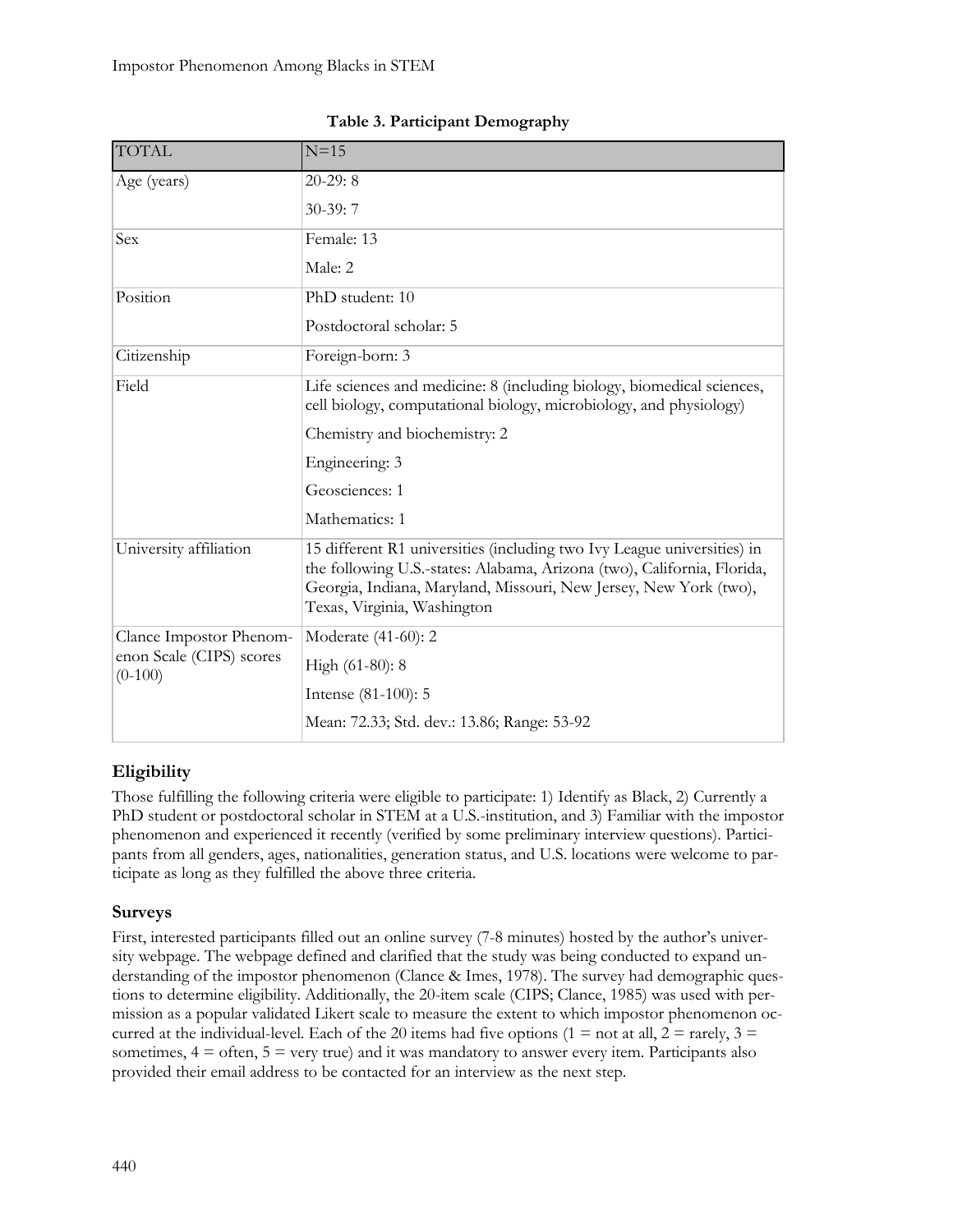**Table 3. Participant Demography**

| TOTAL | N=15 |
|---|---|
| Age (years) | 20-29: 8 |
| | 30-39: 7 |
| Sex | Female: 13 |
| | Male: 2 |
| Position | PhD student: 10 |
| | Postdoctoral scholar: 5 |
| Citizenship | Foreign-born: 3 |
| Field | Life sciences and medicine: 8 (including biology, biomedical sciences, cell biology, computational biology, microbiology, and physiology) |
| | Chemistry and biochemistry: 2 |
| | Engineering: 3 |
| | Geosciences: 1 |
| | Mathematics: 1 |
| University affiliation | 15 different R1 universities (including two Ivy League universities) in the following U.S.-states: Alabama, Arizona (two), California, Florida, Georgia, Indiana, Maryland, Missouri, New Jersey, New York (two), Texas, Virginia, Washington |
| Clance Impostor Phenomenon Scale (CIPS) scores (0-100) | Moderate (41-60): 2 |
| | High (61-80): 8 |
| | Intense (81-100): 5 |
| | Mean: 72.33; Std. dev.: 13.86; Range: 53-92 |

## Eligibility

Those fulfilling the following criteria were eligible to participate: 1) Identify as Black, 2) Currently a PhD student or postdoctoral scholar in STEM at a U.S.-institution, and 3) Familiar with the impostor phenomenon and experienced it recently (verified by some preliminary interview questions). Participants from all genders, ages, nationalities, generation status, and U.S. locations were welcome to participate as long as they fulfilled the above three criteria.

## Surveys

First, interested participants filled out an online survey (7-8 minutes) hosted by the author's university webpage. The webpage defined and clarified that the study was being conducted to expand understanding of the impostor phenomenon (Clance & Imes, 1978). The survey had demographic questions to determine eligibility. Additionally, the 20-item scale (CIPS; Clance, 1985) was used with permission as a popular validated Likert scale to measure the extent to which impostor phenomenon occurred at the individual-level. Each of the 20 items had five options (1 = not at all, 2 = rarely, 3 = sometimes, 4 = often, 5 = very true) and it was mandatory to answer every item. Participants also provided their email address to be contacted for an interview as the next step.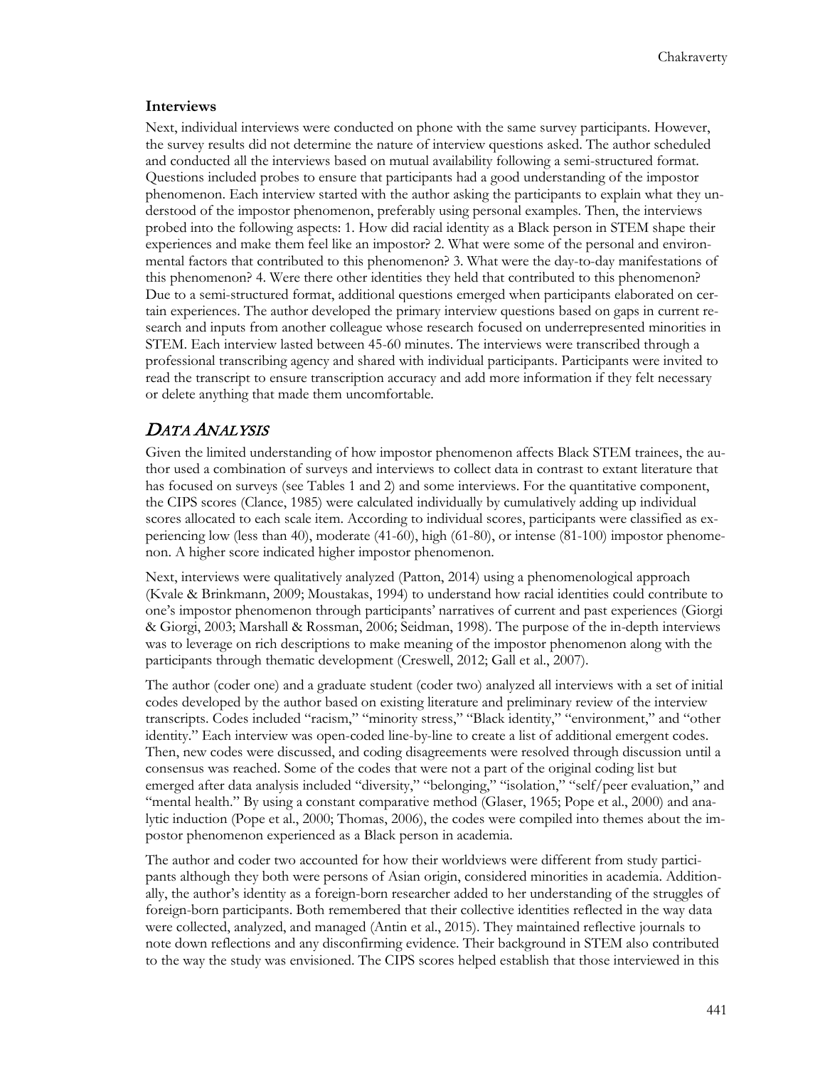### Interviews

Next, individual interviews were conducted on phone with the same survey participants. However, the survey results did not determine the nature of interview questions asked. The author scheduled and conducted all the interviews based on mutual availability following a semi-structured format. Questions included probes to ensure that participants had a good understanding of the impostor phenomenon. Each interview started with the author asking the participants to explain what they understood of the impostor phenomenon, preferably using personal examples. Then, the interviews probed into the following aspects: 1. How did racial identity as a Black person in STEM shape their experiences and make them feel like an impostor? 2. What were some of the personal and environmental factors that contributed to this phenomenon? 3. What were the day-to-day manifestations of this phenomenon? 4. Were there other identities they held that contributed to this phenomenon? Due to a semi-structured format, additional questions emerged when participants elaborated on certain experiences. The author developed the primary interview questions based on gaps in current research and inputs from another colleague whose research focused on underrepresented minorities in STEM. Each interview lasted between 45-60 minutes. The interviews were transcribed through a professional transcribing agency and shared with individual participants. Participants were invited to read the transcript to ensure transcription accuracy and add more information if they felt necessary or delete anything that made them uncomfortable.

## *Data Analysis*

Given the limited understanding of how impostor phenomenon affects Black STEM trainees, the author used a combination of surveys and interviews to collect data in contrast to extant literature that has focused on surveys (see Tables 1 and 2) and some interviews. For the quantitative component, the CIPS scores (Clance, 1985) were calculated individually by cumulatively adding up individual scores allocated to each scale item. According to individual scores, participants were classified as experiencing low (less than 40), moderate (41-60), high (61-80), or intense (81-100) impostor phenomenon. A higher score indicated higher impostor phenomenon.

Next, interviews were qualitatively analyzed (Patton, 2014) using a phenomenological approach (Kvale & Brinkmann, 2009; Moustakas, 1994) to understand how racial identities could contribute to one's impostor phenomenon through participants' narratives of current and past experiences (Giorgi & Giorgi, 2003; Marshall & Rossman, 2006; Seidman, 1998). The purpose of the in-depth interviews was to leverage on rich descriptions to make meaning of the impostor phenomenon along with the participants through thematic development (Creswell, 2012; Gall et al., 2007).

The author (coder one) and a graduate student (coder two) analyzed all interviews with a set of initial codes developed by the author based on existing literature and preliminary review of the interview transcripts. Codes included "racism," "minority stress," "Black identity," "environment," and "other identity." Each interview was open-coded line-by-line to create a list of additional emergent codes. Then, new codes were discussed, and coding disagreements were resolved through discussion until a consensus was reached. Some of the codes that were not a part of the original coding list but emerged after data analysis included "diversity," "belonging," "isolation," "self/peer evaluation," and "mental health." By using a constant comparative method (Glaser, 1965; Pope et al., 2000) and analytic induction (Pope et al., 2000; Thomas, 2006), the codes were compiled into themes about the impostor phenomenon experienced as a Black person in academia.

The author and coder two accounted for how their worldviews were different from study participants although they both were persons of Asian origin, considered minorities in academia. Additionally, the author's identity as a foreign-born researcher added to her understanding of the struggles of foreign-born participants. Both remembered that their collective identities reflected in the way data were collected, analyzed, and managed (Antin et al., 2015). They maintained reflective journals to note down reflections and any disconfirming evidence. Their background in STEM also contributed to the way the study was envisioned. The CIPS scores helped establish that those interviewed in this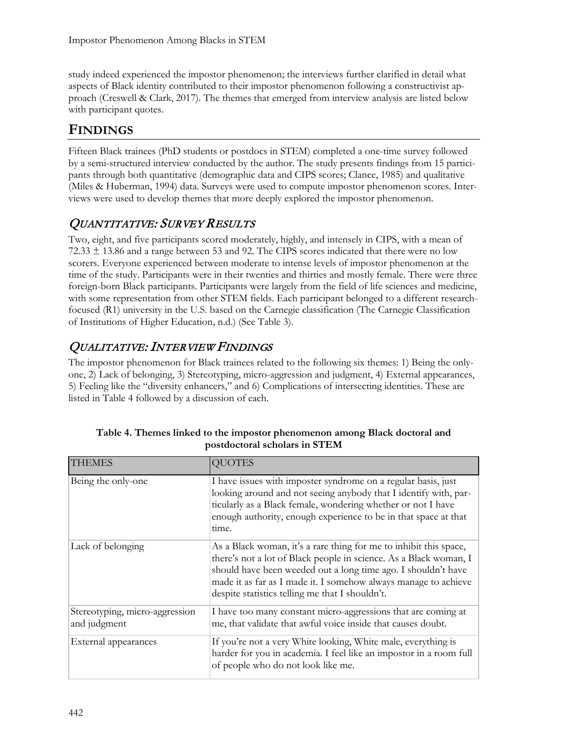study indeed experienced the impostor phenomenon; the interviews further clarified in detail what aspects of Black identity contributed to their impostor phenomenon following a constructivist approach (Creswell & Clark, 2017). The themes that emerged from interview analysis are listed below with participant quotes.

## FINDINGS

Fifteen Black trainees (PhD students or postdocs in STEM) completed a one-time survey followed by a semi-structured interview conducted by the author. The study presents findings from 15 participants through both quantitative (demographic data and CIPS scores; Clance, 1985) and qualitative (Miles & Huberman, 1994) data. Surveys were used to compute impostor phenomenon scores. Interviews were used to develop themes that more deeply explored the impostor phenomenon.

### *QUANTITATIVE: SURVEY RESULTS*

Two, eight, and five participants scored moderately, highly, and intensely in CIPS, with a mean of $72.33 \pm 13.86$ and a range between 53 and 92. The CIPS scores indicated that there were no low scorers. Everyone experienced between moderate to intense levels of impostor phenomenon at the time of the study. Participants were in their twenties and thirties and mostly female. There were three foreign-born Black participants. Participants were largely from the field of life sciences and medicine, with some representation from other STEM fields. Each participant belonged to a different research-focused (R1) university in the U.S. based on the Carnegie classification (The Carnegie Classification of Institutions of Higher Education, n.d.) (See Table 3).

### *QUALITATIVE: INTERVIEW FINDINGS*

The impostor phenomenon for Black trainees related to the following six themes: 1) Being the only-one, 2) Lack of belonging, 3) Stereotyping, micro-aggression and judgment, 4) External appearances, 5) Feeling like the "diversity enhancers," and 6) Complications of intersecting identities. These are listed in Table 4 followed by a discussion of each.

**Table 4. Themes linked to the impostor phenomenon among Black doctoral and postdoctoral scholars in STEM**

| THEMES | QUOTES |
| --- | --- |
| Being the only-one | I have issues with imposter syndrome on a regular basis, just looking around and not seeing anybody that I identify with, particularly as a Black female, wondering whether or not I have enough authority, enough experience to be in that space at that time. |
| Lack of belonging | As a Black woman, it's a rare thing for me to inhibit this space, there's not a lot of Black people in science. As a Black woman, I should have been weeded out a long time ago. I shouldn't have made it as far as I made it. I somehow always manage to achieve despite statistics telling me that I shouldn't. |
| Stereotyping, micro-aggression and judgment | I have too many constant micro-aggressions that are coming at me, that validate that awful voice inside that causes doubt. |
| External appearances | If you're not a very White looking, White male, everything is harder for you in academia. I feel like an impostor in a room full of people who do not look like me. |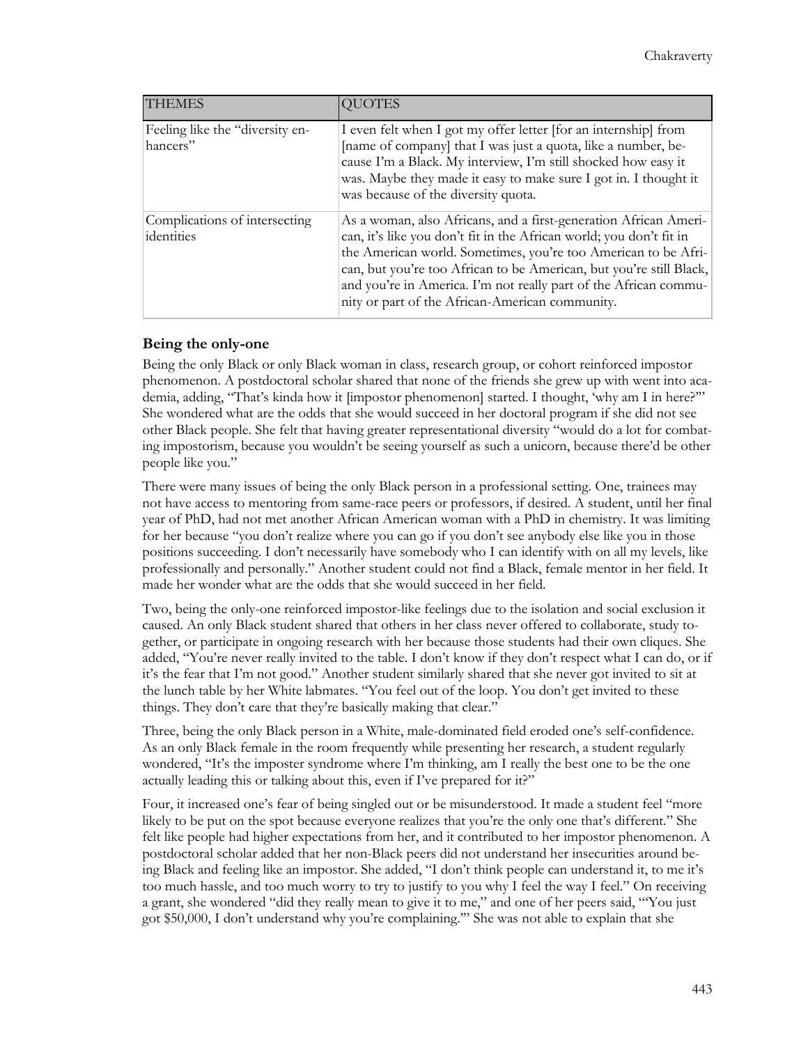| THEMES | QUOTES |
|---|---|
| Feeling like the "diversity enhancers" | I even felt when I got my offer letter [for an internship] from [name of company] that I was just a quota, like a number, because I'm a Black. My interview, I'm still shocked how easy it was. Maybe they made it easy to make sure I got in. I thought it was because of the diversity quota. |
| Complications of intersecting identities | As a woman, also Africans, and a first-generation African American, it's like you don't fit in the African world; you don't fit in the American world. Sometimes, you're too American to be African, but you're too African to be American, but you're still Black, and you're in America. I'm not really part of the African community or part of the African-American community. |

### Being the only-one

Being the only Black or only Black woman in class, research group, or cohort reinforced impostor phenomenon. A postdoctoral scholar shared that none of the friends she grew up with went into academia, adding, "That's kinda how it [impostor phenomenon] started. I thought, 'why am I in here?'" She wondered what are the odds that she would succeed in her doctoral program if she did not see other Black people. She felt that having greater representational diversity "would do a lot for combating impostorism, because you wouldn't be seeing yourself as such a unicorn, because there'd be other people like you."

There were many issues of being the only Black person in a professional setting. One, trainees may not have access to mentoring from same-race peers or professors, if desired. A student, until her final year of PhD, had not met another African American woman with a PhD in chemistry. It was limiting for her because "you don't realize where you can go if you don't see anybody else like you in those positions succeeding. I don't necessarily have somebody who I can identify with on all my levels, like professionally and personally." Another student could not find a Black, female mentor in her field. It made her wonder what are the odds that she would succeed in her field.

Two, being the only-one reinforced impostor-like feelings due to the isolation and social exclusion it caused. An only Black student shared that others in her class never offered to collaborate, study together, or participate in ongoing research with her because those students had their own cliques. She added, "You're never really invited to the table. I don't know if they don't respect what I can do, or if it's the fear that I'm not good." Another student similarly shared that she never got invited to sit at the lunch table by her White labmates. "You feel out of the loop. You don't get invited to these things. They don't care that they're basically making that clear."

Three, being the only Black person in a White, male-dominated field eroded one's self-confidence. As an only Black female in the room frequently while presenting her research, a student regularly wondered, "It's the imposter syndrome where I'm thinking, am I really the best one to be the one actually leading this or talking about this, even if I've prepared for it?"

Four, it increased one's fear of being singled out or be misunderstood. It made a student feel "more likely to be put on the spot because everyone realizes that you're the only one that's different." She felt like people had higher expectations from her, and it contributed to her impostor phenomenon. A postdoctoral scholar added that her non-Black peers did not understand her insecurities around being Black and feeling like an impostor. She added, "I don't think people can understand it, to me it's too much hassle, and too much worry to try to justify to you why I feel the way I feel." On receiving a grant, she wondered "did they really mean to give it to me," and one of her peers said, "'You just got $50,000, I don't understand why you're complaining.'" She was not able to explain that she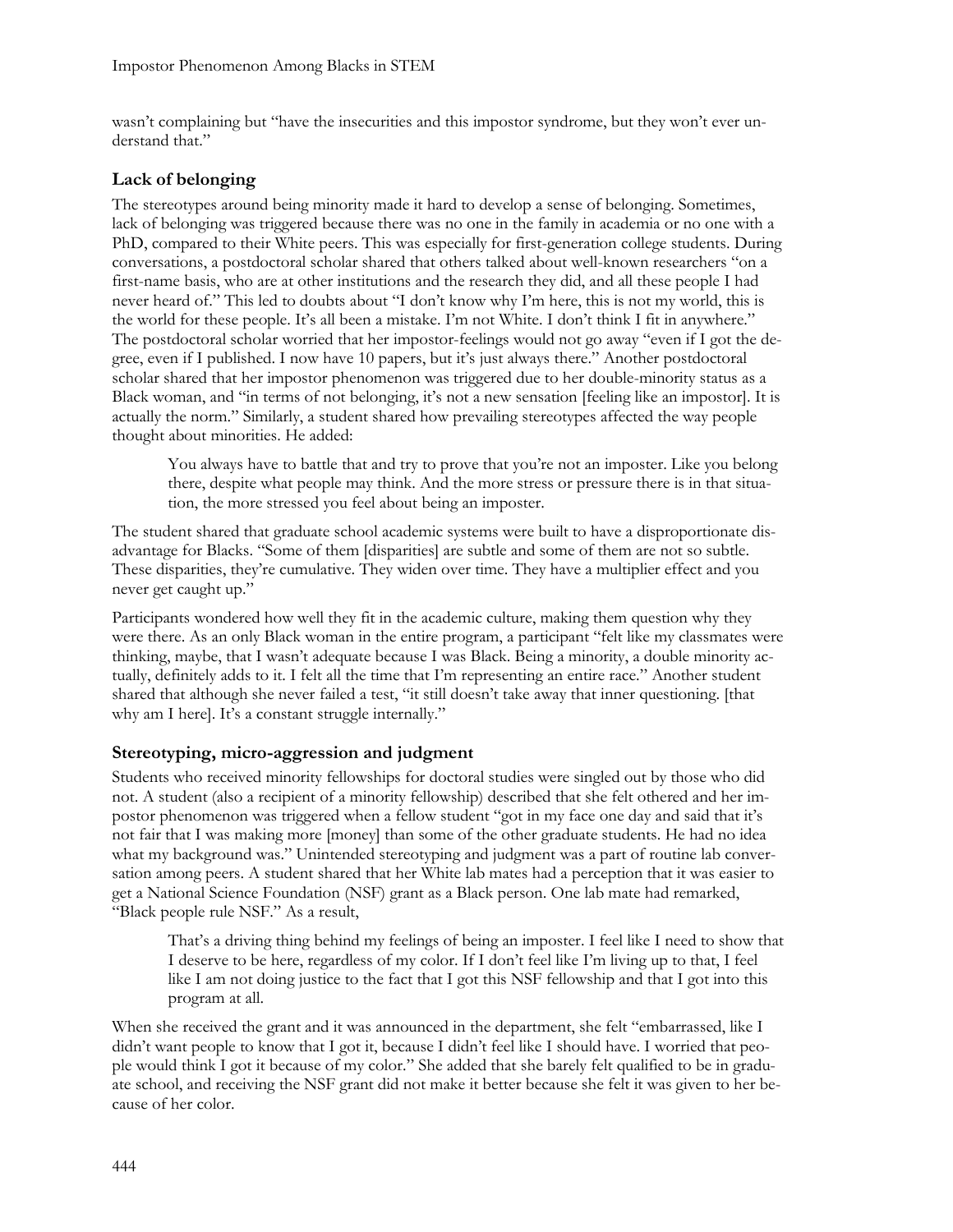wasn't complaining but "have the insecurities and this impostor syndrome, but they won't ever understand that."

### Lack of belonging

The stereotypes around being minority made it hard to develop a sense of belonging. Sometimes, lack of belonging was triggered because there was no one in the family in academia or no one with a PhD, compared to their White peers. This was especially for first-generation college students. During conversations, a postdoctoral scholar shared that others talked about well-known researchers "on a first-name basis, who are at other institutions and the research they did, and all these people I had never heard of." This led to doubts about "I don't know why I'm here, this is not my world, this is the world for these people. It's all been a mistake. I'm not White. I don't think I fit in anywhere." The postdoctoral scholar worried that her impostor-feelings would not go away "even if I got the degree, even if I published. I now have 10 papers, but it's just always there." Another postdoctoral scholar shared that her impostor phenomenon was triggered due to her double-minority status as a Black woman, and "in terms of not belonging, it's not a new sensation [feeling like an impostor]. It is actually the norm." Similarly, a student shared how prevailing stereotypes affected the way people thought about minorities. He added:

> You always have to battle that and try to prove that you're not an imposter. Like you belong there, despite what people may think. And the more stress or pressure there is in that situation, the more stressed you feel about being an imposter.

The student shared that graduate school academic systems were built to have a disproportionate disadvantage for Blacks. "Some of them [disparities] are subtle and some of them are not so subtle. These disparities, they're cumulative. They widen over time. They have a multiplier effect and you never get caught up."

Participants wondered how well they fit in the academic culture, making them question why they were there. As an only Black woman in the entire program, a participant "felt like my classmates were thinking, maybe, that I wasn't adequate because I was Black. Being a minority, a double minority actually, definitely adds to it. I felt all the time that I'm representing an entire race." Another student shared that although she never failed a test, "it still doesn't take away that inner questioning. [that why am I here]. It's a constant struggle internally."

### Stereotyping, micro-aggression and judgment

Students who received minority fellowships for doctoral studies were singled out by those who did not. A student (also a recipient of a minority fellowship) described that she felt othered and her impostor phenomenon was triggered when a fellow student "got in my face one day and said that it's not fair that I was making more [money] than some of the other graduate students. He had no idea what my background was." Unintended stereotyping and judgment was a part of routine lab conversation among peers. A student shared that her White lab mates had a perception that it was easier to get a National Science Foundation (NSF) grant as a Black person. One lab mate had remarked, "Black people rule NSF." As a result,

> That's a driving thing behind my feelings of being an imposter. I feel like I need to show that I deserve to be here, regardless of my color. If I don't feel like I'm living up to that, I feel like I am not doing justice to the fact that I got this NSF fellowship and that I got into this program at all.

When she received the grant and it was announced in the department, she felt "embarrassed, like I didn't want people to know that I got it, because I didn't feel like I should have. I worried that people would think I got it because of my color." She added that she barely felt qualified to be in graduate school, and receiving the NSF grant did not make it better because she felt it was given to her because of her color.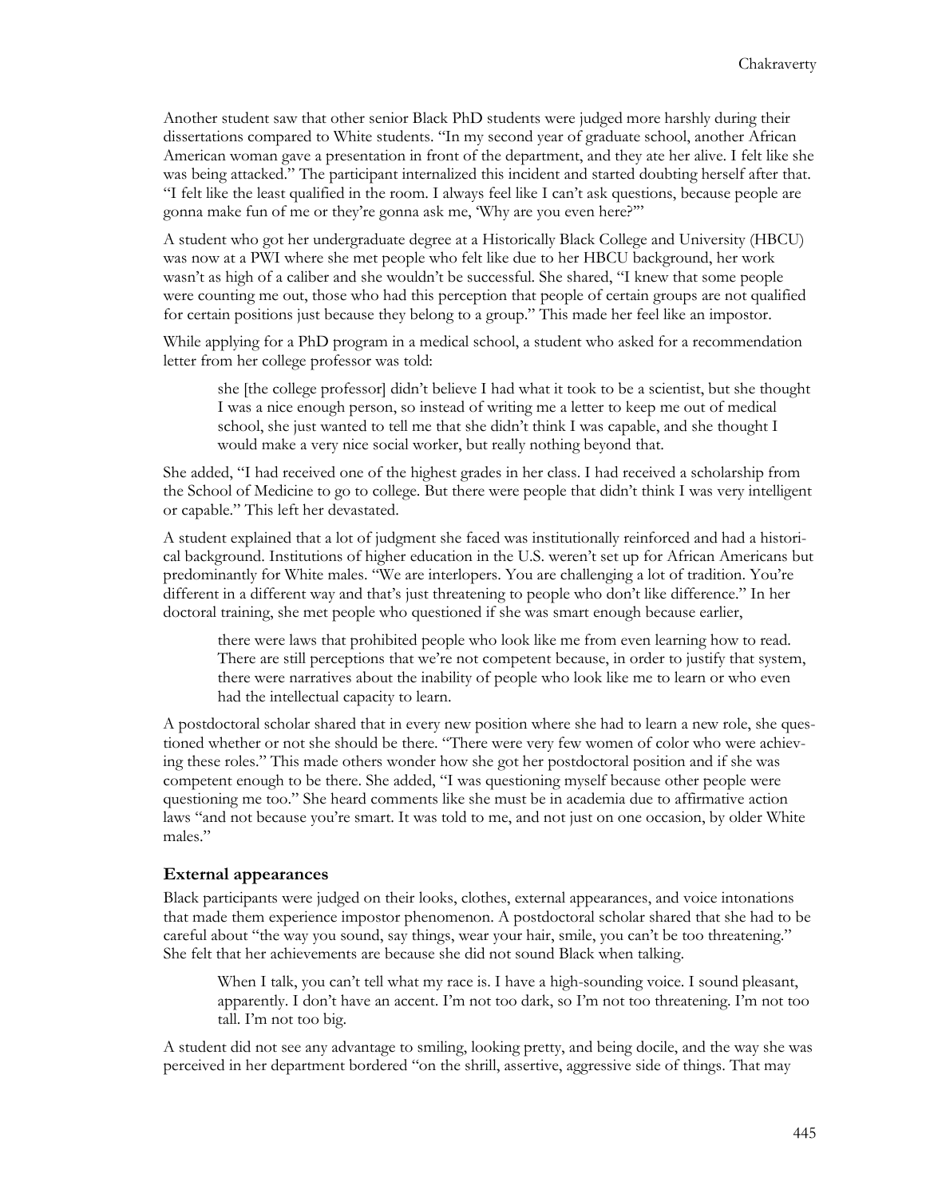Another student saw that other senior Black PhD students were judged more harshly during their dissertations compared to White students. "In my second year of graduate school, another African American woman gave a presentation in front of the department, and they ate her alive. I felt like she was being attacked." The participant internalized this incident and started doubting herself after that. "I felt like the least qualified in the room. I always feel like I can't ask questions, because people are gonna make fun of me or they're gonna ask me, 'Why are you even here?'"

A student who got her undergraduate degree at a Historically Black College and University (HBCU) was now at a PWI where she met people who felt like due to her HBCU background, her work wasn't as high of a caliber and she wouldn't be successful. She shared, "I knew that some people were counting me out, those who had this perception that people of certain groups are not qualified for certain positions just because they belong to a group." This made her feel like an impostor.

While applying for a PhD program in a medical school, a student who asked for a recommendation letter from her college professor was told:

> she [the college professor] didn't believe I had what it took to be a scientist, but she thought I was a nice enough person, so instead of writing me a letter to keep me out of medical school, she just wanted to tell me that she didn't think I was capable, and she thought I would make a very nice social worker, but really nothing beyond that.

She added, "I had received one of the highest grades in her class. I had received a scholarship from the School of Medicine to go to college. But there were people that didn't think I was very intelligent or capable." This left her devastated.

A student explained that a lot of judgment she faced was institutionally reinforced and had a historical background. Institutions of higher education in the U.S. weren't set up for African Americans but predominantly for White males. "We are interlopers. You are challenging a lot of tradition. You're different in a different way and that's just threatening to people who don't like difference." In her doctoral training, she met people who questioned if she was smart enough because earlier,

> there were laws that prohibited people who look like me from even learning how to read. There are still perceptions that we're not competent because, in order to justify that system, there were narratives about the inability of people who look like me to learn or who even had the intellectual capacity to learn.

A postdoctoral scholar shared that in every new position where she had to learn a new role, she questioned whether or not she should be there. "There were very few women of color who were achieving these roles." This made others wonder how she got her postdoctoral position and if she was competent enough to be there. She added, "I was questioning myself because other people were questioning me too." She heard comments like she must be in academia due to affirmative action laws "and not because you're smart. It was told to me, and not just on one occasion, by older White males."

### External appearances

Black participants were judged on their looks, clothes, external appearances, and voice intonations that made them experience impostor phenomenon. A postdoctoral scholar shared that she had to be careful about "the way you sound, say things, wear your hair, smile, you can't be too threatening." She felt that her achievements are because she did not sound Black when talking.

> When I talk, you can't tell what my race is. I have a high-sounding voice. I sound pleasant, apparently. I don't have an accent. I'm not too dark, so I'm not too threatening. I'm not too tall. I'm not too big.

A student did not see any advantage to smiling, looking pretty, and being docile, and the way she was perceived in her department bordered "on the shrill, assertive, aggressive side of things. That may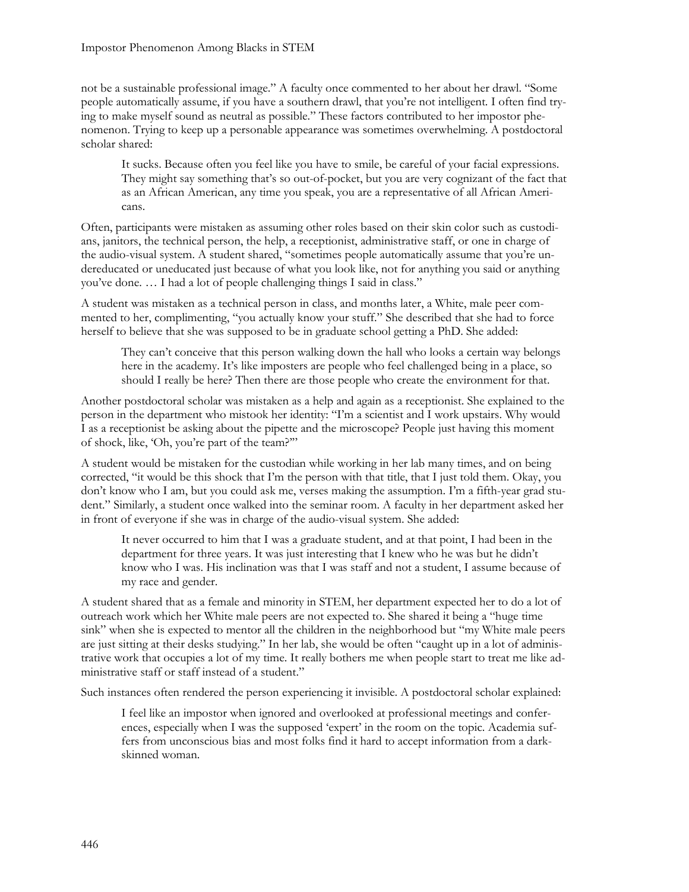not be a sustainable professional image." A faculty once commented to her about her drawl. "Some people automatically assume, if you have a southern drawl, that you're not intelligent. I often find trying to make myself sound as neutral as possible." These factors contributed to her impostor phenomenon. Trying to keep up a personable appearance was sometimes overwhelming. A postdoctoral scholar shared:

> It sucks. Because often you feel like you have to smile, be careful of your facial expressions. They might say something that's so out-of-pocket, but you are very cognizant of the fact that as an African American, any time you speak, you are a representative of all African Americans.

Often, participants were mistaken as assuming other roles based on their skin color such as custodians, janitors, the technical person, the help, a receptionist, administrative staff, or one in charge of the audio-visual system. A student shared, "sometimes people automatically assume that you're undereducated or uneducated just because of what you look like, not for anything you said or anything you've done. … I had a lot of people challenging things I said in class."

A student was mistaken as a technical person in class, and months later, a White, male peer commented to her, complimenting, "you actually know your stuff." She described that she had to force herself to believe that she was supposed to be in graduate school getting a PhD. She added:

> They can't conceive that this person walking down the hall who looks a certain way belongs here in the academy. It's like imposters are people who feel challenged being in a place, so should I really be here? Then there are those people who create the environment for that.

Another postdoctoral scholar was mistaken as a help and again as a receptionist. She explained to the person in the department who mistook her identity: "I'm a scientist and I work upstairs. Why would I as a receptionist be asking about the pipette and the microscope? People just having this moment of shock, like, 'Oh, you're part of the team?'"

A student would be mistaken for the custodian while working in her lab many times, and on being corrected, "it would be this shock that I'm the person with that title, that I just told them. Okay, you don't know who I am, but you could ask me, verses making the assumption. I'm a fifth-year grad student." Similarly, a student once walked into the seminar room. A faculty in her department asked her in front of everyone if she was in charge of the audio-visual system. She added:

> It never occurred to him that I was a graduate student, and at that point, I had been in the department for three years. It was just interesting that I knew who he was but he didn't know who I was. His inclination was that I was staff and not a student, I assume because of my race and gender.

A student shared that as a female and minority in STEM, her department expected her to do a lot of outreach work which her White male peers are not expected to. She shared it being a "huge time sink" when she is expected to mentor all the children in the neighborhood but "my White male peers are just sitting at their desks studying." In her lab, she would be often "caught up in a lot of administrative work that occupies a lot of my time. It really bothers me when people start to treat me like administrative staff or staff instead of a student."

Such instances often rendered the person experiencing it invisible. A postdoctoral scholar explained:

> I feel like an impostor when ignored and overlooked at professional meetings and conferences, especially when I was the supposed 'expert' in the room on the topic. Academia suffers from unconscious bias and most folks find it hard to accept information from a dark-skinned woman.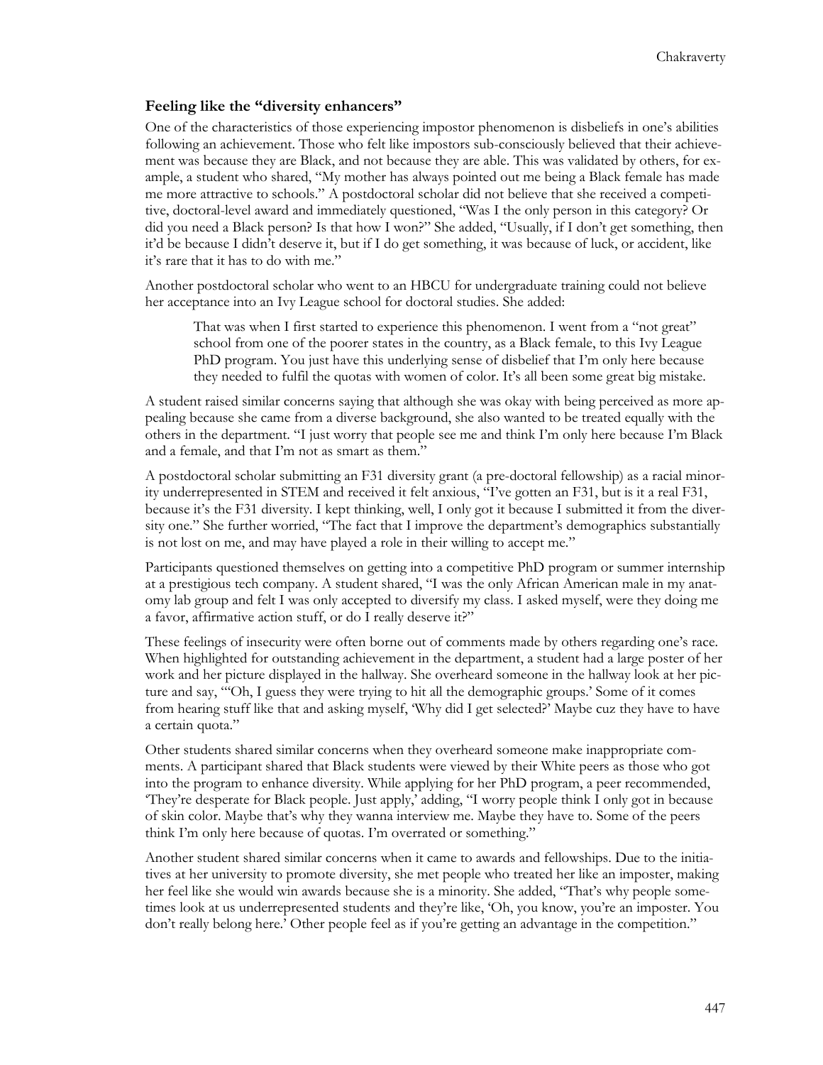### Feeling like the "diversity enhancers"

One of the characteristics of those experiencing impostor phenomenon is disbeliefs in one's abilities following an achievement. Those who felt like impostors sub-consciously believed that their achievement was because they are Black, and not because they are able. This was validated by others, for example, a student who shared, "My mother has always pointed out me being a Black female has made me more attractive to schools." A postdoctoral scholar did not believe that she received a competitive, doctoral-level award and immediately questioned, "Was I the only person in this category? Or did you need a Black person? Is that how I won?" She added, "Usually, if I don't get something, then it'd be because I didn't deserve it, but if I do get something, it was because of luck, or accident, like it's rare that it has to do with me."

Another postdoctoral scholar who went to an HBCU for undergraduate training could not believe her acceptance into an Ivy League school for doctoral studies. She added:

> That was when I first started to experience this phenomenon. I went from a "not great" school from one of the poorer states in the country, as a Black female, to this Ivy League PhD program. You just have this underlying sense of disbelief that I'm only here because they needed to fulfil the quotas with women of color. It's all been some great big mistake.

A student raised similar concerns saying that although she was okay with being perceived as more appealing because she came from a diverse background, she also wanted to be treated equally with the others in the department. "I just worry that people see me and think I'm only here because I'm Black and a female, and that I'm not as smart as them."

A postdoctoral scholar submitting an F31 diversity grant (a pre-doctoral fellowship) as a racial minority underrepresented in STEM and received it felt anxious, "I've gotten an F31, but is it a real F31, because it's the F31 diversity. I kept thinking, well, I only got it because I submitted it from the diversity one." She further worried, "The fact that I improve the department's demographics substantially is not lost on me, and may have played a role in their willing to accept me."

Participants questioned themselves on getting into a competitive PhD program or summer internship at a prestigious tech company. A student shared, "I was the only African American male in my anatomy lab group and felt I was only accepted to diversify my class. I asked myself, were they doing me a favor, affirmative action stuff, or do I really deserve it?"

These feelings of insecurity were often borne out of comments made by others regarding one's race. When highlighted for outstanding achievement in the department, a student had a large poster of her work and her picture displayed in the hallway. She overheard someone in the hallway look at her picture and say, "'Oh, I guess they were trying to hit all the demographic groups.' Some of it comes from hearing stuff like that and asking myself, 'Why did I get selected?' Maybe cuz they have to have a certain quota."

Other students shared similar concerns when they overheard someone make inappropriate comments. A participant shared that Black students were viewed by their White peers as those who got into the program to enhance diversity. While applying for her PhD program, a peer recommended, 'They're desperate for Black people. Just apply,' adding, "I worry people think I only got in because of skin color. Maybe that's why they wanna interview me. Maybe they have to. Some of the peers think I'm only here because of quotas. I'm overrated or something."

Another student shared similar concerns when it came to awards and fellowships. Due to the initiatives at her university to promote diversity, she met people who treated her like an imposter, making her feel like she would win awards because she is a minority. She added, "That's why people sometimes look at us underrepresented students and they're like, 'Oh, you know, you're an imposter. You don't really belong here.' Other people feel as if you're getting an advantage in the competition."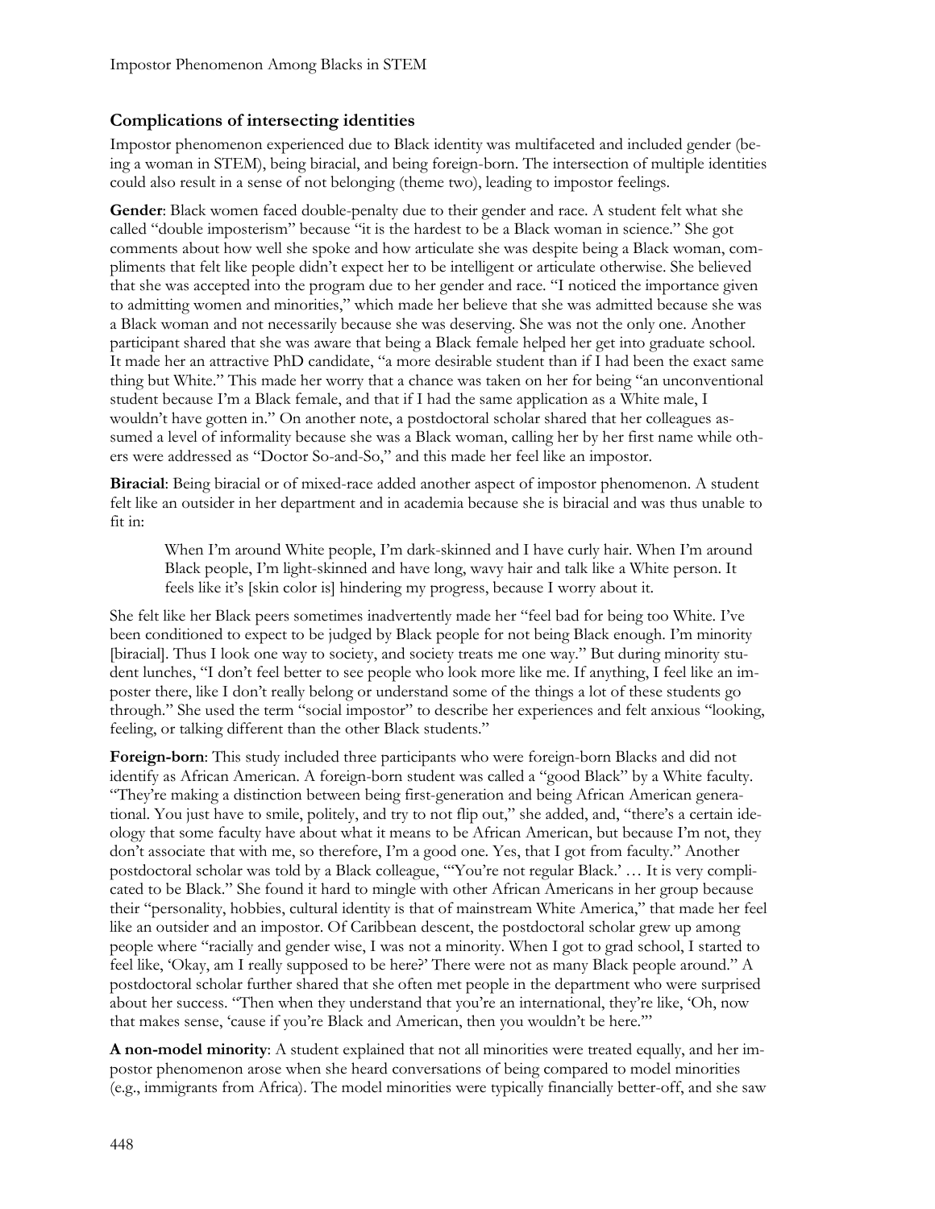## Complications of intersecting identities

Impostor phenomenon experienced due to Black identity was multifaceted and included gender (being a woman in STEM), being biracial, and being foreign-born. The intersection of multiple identities could also result in a sense of not belonging (theme two), leading to impostor feelings.

**Gender**: Black women faced double-penalty due to their gender and race. A student felt what she called "double imposterism" because "it is the hardest to be a Black woman in science." She got comments about how well she spoke and how articulate she was despite being a Black woman, compliments that felt like people didn't expect her to be intelligent or articulate otherwise. She believed that she was accepted into the program due to her gender and race. "I noticed the importance given to admitting women and minorities," which made her believe that she was admitted because she was a Black woman and not necessarily because she was deserving. She was not the only one. Another participant shared that she was aware that being a Black female helped her get into graduate school. It made her an attractive PhD candidate, "a more desirable student than if I had been the exact same thing but White." This made her worry that a chance was taken on her for being "an unconventional student because I'm a Black female, and that if I had the same application as a White male, I wouldn't have gotten in." On another note, a postdoctoral scholar shared that her colleagues assumed a level of informality because she was a Black woman, calling her by her first name while others were addressed as "Doctor So-and-So," and this made her feel like an impostor.

**Biracial**: Being biracial or of mixed-race added another aspect of impostor phenomenon. A student felt like an outsider in her department and in academia because she is biracial and was thus unable to fit in:

> When I'm around White people, I'm dark-skinned and I have curly hair. When I'm around Black people, I'm light-skinned and have long, wavy hair and talk like a White person. It feels like it's [skin color is] hindering my progress, because I worry about it.

She felt like her Black peers sometimes inadvertently made her "feel bad for being too White. I've been conditioned to expect to be judged by Black people for not being Black enough. I'm minority [biracial]. Thus I look one way to society, and society treats me one way." But during minority student lunches, "I don't feel better to see people who look more like me. If anything, I feel like an imposter there, like I don't really belong or understand some of the things a lot of these students go through." She used the term "social impostor" to describe her experiences and felt anxious "looking, feeling, or talking different than the other Black students."

**Foreign-born**: This study included three participants who were foreign-born Blacks and did not identify as African American. A foreign-born student was called a "good Black" by a White faculty. "They're making a distinction between being first-generation and being African American generational. You just have to smile, politely, and try to not flip out," she added, and, "there's a certain ideology that some faculty have about what it means to be African American, but because I'm not, they don't associate that with me, so therefore, I'm a good one. Yes, that I got from faculty." Another postdoctoral scholar was told by a Black colleague, "'You're not regular Black.' … It is very complicated to be Black." She found it hard to mingle with other African Americans in her group because their "personality, hobbies, cultural identity is that of mainstream White America," that made her feel like an outsider and an impostor. Of Caribbean descent, the postdoctoral scholar grew up among people where "racially and gender wise, I was not a minority. When I got to grad school, I started to feel like, 'Okay, am I really supposed to be here?' There were not as many Black people around." A postdoctoral scholar further shared that she often met people in the department who were surprised about her success. "Then when they understand that you're an international, they're like, 'Oh, now that makes sense, 'cause if you're Black and American, then you wouldn't be here.'"

**A non-model minority**: A student explained that not all minorities were treated equally, and her impostor phenomenon arose when she heard conversations of being compared to model minorities (e.g., immigrants from Africa). The model minorities were typically financially better-off, and she saw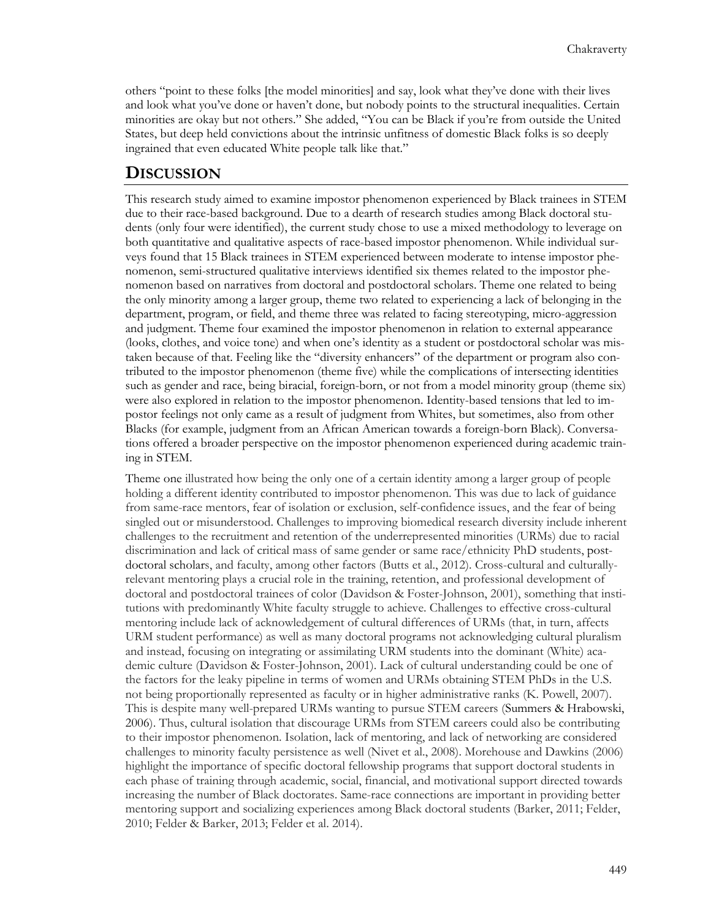others "point to these folks [the model minorities] and say, look what they've done with their lives and look what you've done or haven't done, but nobody points to the structural inequalities. Certain minorities are okay but not others." She added, "You can be Black if you're from outside the United States, but deep held convictions about the intrinsic unfitness of domestic Black folks is so deeply ingrained that even educated White people talk like that."

## DISCUSSION

This research study aimed to examine impostor phenomenon experienced by Black trainees in STEM due to their race-based background. Due to a dearth of research studies among Black doctoral students (only four were identified), the current study chose to use a mixed methodology to leverage on both quantitative and qualitative aspects of race-based impostor phenomenon. While individual surveys found that 15 Black trainees in STEM experienced between moderate to intense impostor phenomenon, semi-structured qualitative interviews identified six themes related to the impostor phenomenon based on narratives from doctoral and postdoctoral scholars. Theme one related to being the only minority among a larger group, theme two related to experiencing a lack of belonging in the department, program, or field, and theme three was related to facing stereotyping, micro-aggression and judgment. Theme four examined the impostor phenomenon in relation to external appearance (looks, clothes, and voice tone) and when one's identity as a student or postdoctoral scholar was mistaken because of that. Feeling like the "diversity enhancers" of the department or program also contributed to the impostor phenomenon (theme five) while the complications of intersecting identities such as gender and race, being biracial, foreign-born, or not from a model minority group (theme six) were also explored in relation to the impostor phenomenon. Identity-based tensions that led to impostor feelings not only came as a result of judgment from Whites, but sometimes, also from other Blacks (for example, judgment from an African American towards a foreign-born Black). Conversations offered a broader perspective on the impostor phenomenon experienced during academic training in STEM.

Theme one illustrated how being the only one of a certain identity among a larger group of people holding a different identity contributed to impostor phenomenon. This was due to lack of guidance from same-race mentors, fear of isolation or exclusion, self-confidence issues, and the fear of being singled out or misunderstood. Challenges to improving biomedical research diversity include inherent challenges to the recruitment and retention of the underrepresented minorities (URMs) due to racial discrimination and lack of critical mass of same gender or same race/ethnicity PhD students, postdoctoral scholars, and faculty, among other factors (Butts et al., 2012). Cross-cultural and culturally-relevant mentoring plays a crucial role in the training, retention, and professional development of doctoral and postdoctoral trainees of color (Davidson & Foster-Johnson, 2001), something that institutions with predominantly White faculty struggle to achieve. Challenges to effective cross-cultural mentoring include lack of acknowledgement of cultural differences of URMs (that, in turn, affects URM student performance) as well as many doctoral programs not acknowledging cultural pluralism and instead, focusing on integrating or assimilating URM students into the dominant (White) academic culture (Davidson & Foster-Johnson, 2001). Lack of cultural understanding could be one of the factors for the leaky pipeline in terms of women and URMs obtaining STEM PhDs in the U.S. not being proportionally represented as faculty or in higher administrative ranks (K. Powell, 2007). This is despite many well-prepared URMs wanting to pursue STEM careers (Summers & Hrabowski, 2006). Thus, cultural isolation that discourage URMs from STEM careers could also be contributing to their impostor phenomenon. Isolation, lack of mentoring, and lack of networking are considered challenges to minority faculty persistence as well (Nivet et al., 2008). Morehouse and Dawkins (2006) highlight the importance of specific doctoral fellowship programs that support doctoral students in each phase of training through academic, social, financial, and motivational support directed towards increasing the number of Black doctorates. Same-race connections are important in providing better mentoring support and socializing experiences among Black doctoral students (Barker, 2011; Felder, 2010; Felder & Barker, 2013; Felder et al. 2014).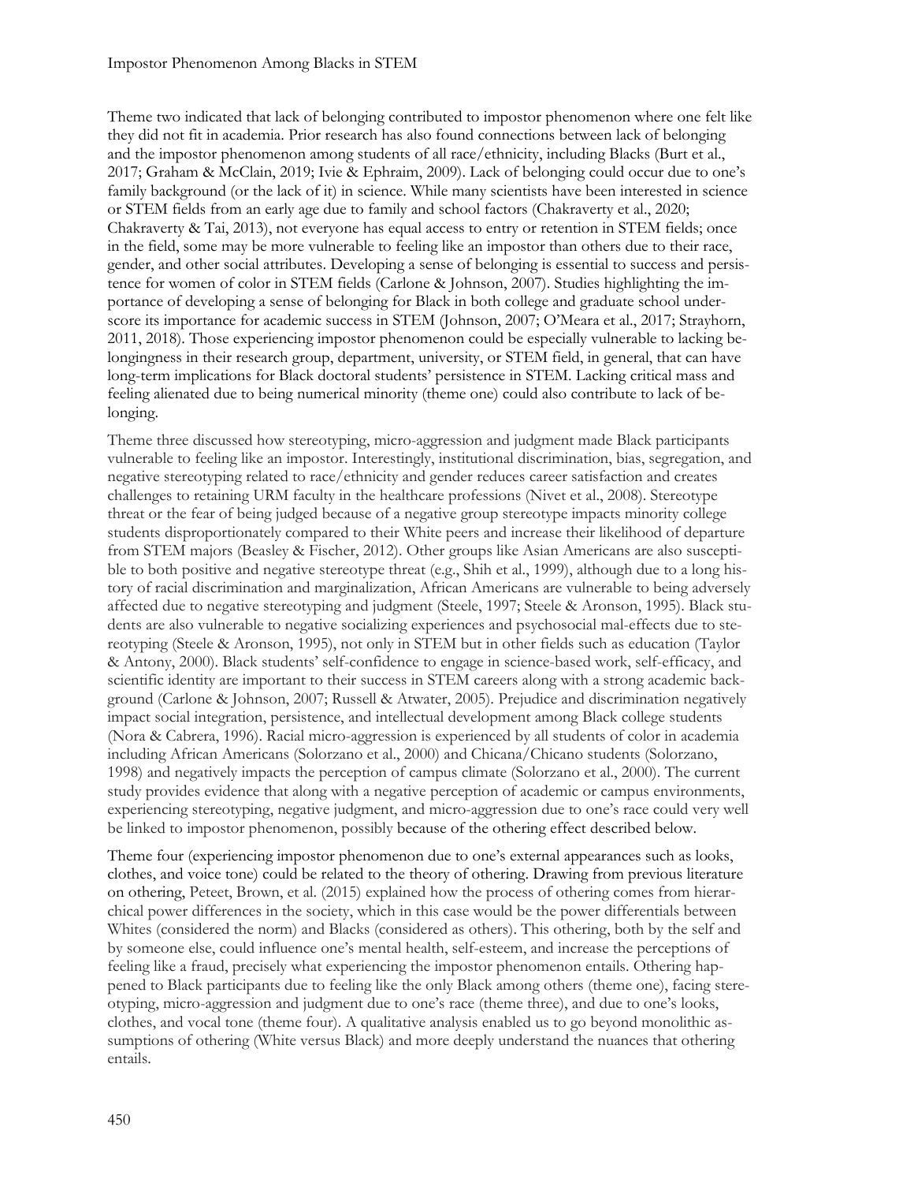Theme two indicated that lack of belonging contributed to impostor phenomenon where one felt like they did not fit in academia. Prior research has also found connections between lack of belonging and the impostor phenomenon among students of all race/ethnicity, including Blacks (Burt et al., 2017; Graham & McClain, 2019; Ivie & Ephraim, 2009). Lack of belonging could occur due to one's family background (or the lack of it) in science. While many scientists have been interested in science or STEM fields from an early age due to family and school factors (Chakraverty et al., 2020; Chakraverty & Tai, 2013), not everyone has equal access to entry or retention in STEM fields; once in the field, some may be more vulnerable to feeling like an impostor than others due to their race, gender, and other social attributes. Developing a sense of belonging is essential to success and persistence for women of color in STEM fields (Carlone & Johnson, 2007). Studies highlighting the importance of developing a sense of belonging for Black in both college and graduate school underscore its importance for academic success in STEM (Johnson, 2007; O'Meara et al., 2017; Strayhorn, 2011, 2018). Those experiencing impostor phenomenon could be especially vulnerable to lacking belongingness in their research group, department, university, or STEM field, in general, that can have long-term implications for Black doctoral students' persistence in STEM. Lacking critical mass and feeling alienated due to being numerical minority (theme one) could also contribute to lack of belonging.

Theme three discussed how stereotyping, micro-aggression and judgment made Black participants vulnerable to feeling like an impostor. Interestingly, institutional discrimination, bias, segregation, and negative stereotyping related to race/ethnicity and gender reduces career satisfaction and creates challenges to retaining URM faculty in the healthcare professions (Nivet et al., 2008). Stereotype threat or the fear of being judged because of a negative group stereotype impacts minority college students disproportionately compared to their White peers and increase their likelihood of departure from STEM majors (Beasley & Fischer, 2012). Other groups like Asian Americans are also susceptible to both positive and negative stereotype threat (e.g., Shih et al., 1999), although due to a long history of racial discrimination and marginalization, African Americans are vulnerable to being adversely affected due to negative stereotyping and judgment (Steele, 1997; Steele & Aronson, 1995). Black students are also vulnerable to negative socializing experiences and psychosocial mal-effects due to stereotyping (Steele & Aronson, 1995), not only in STEM but in other fields such as education (Taylor & Antony, 2000). Black students' self-confidence to engage in science-based work, self-efficacy, and scientific identity are important to their success in STEM careers along with a strong academic background (Carlone & Johnson, 2007; Russell & Atwater, 2005). Prejudice and discrimination negatively impact social integration, persistence, and intellectual development among Black college students (Nora & Cabrera, 1996). Racial micro-aggression is experienced by all students of color in academia including African Americans (Solorzano et al., 2000) and Chicana/Chicano students (Solorzano, 1998) and negatively impacts the perception of campus climate (Solorzano et al., 2000). The current study provides evidence that along with a negative perception of academic or campus environments, experiencing stereotyping, negative judgment, and micro-aggression due to one's race could very well be linked to impostor phenomenon, possibly because of the othering effect described below.

Theme four (experiencing impostor phenomenon due to one's external appearances such as looks, clothes, and voice tone) could be related to the theory of othering. Drawing from previous literature on othering, Peteet, Brown, et al. (2015) explained how the process of othering comes from hierarchical power differences in the society, which in this case would be the power differentials between Whites (considered the norm) and Blacks (considered as others). This othering, both by the self and by someone else, could influence one's mental health, self-esteem, and increase the perceptions of feeling like a fraud, precisely what experiencing the impostor phenomenon entails. Othering happened to Black participants due to feeling like the only Black among others (theme one), facing stereotyping, micro-aggression and judgment due to one's race (theme three), and due to one's looks, clothes, and vocal tone (theme four). A qualitative analysis enabled us to go beyond monolithic assumptions of othering (White versus Black) and more deeply understand the nuances that othering entails.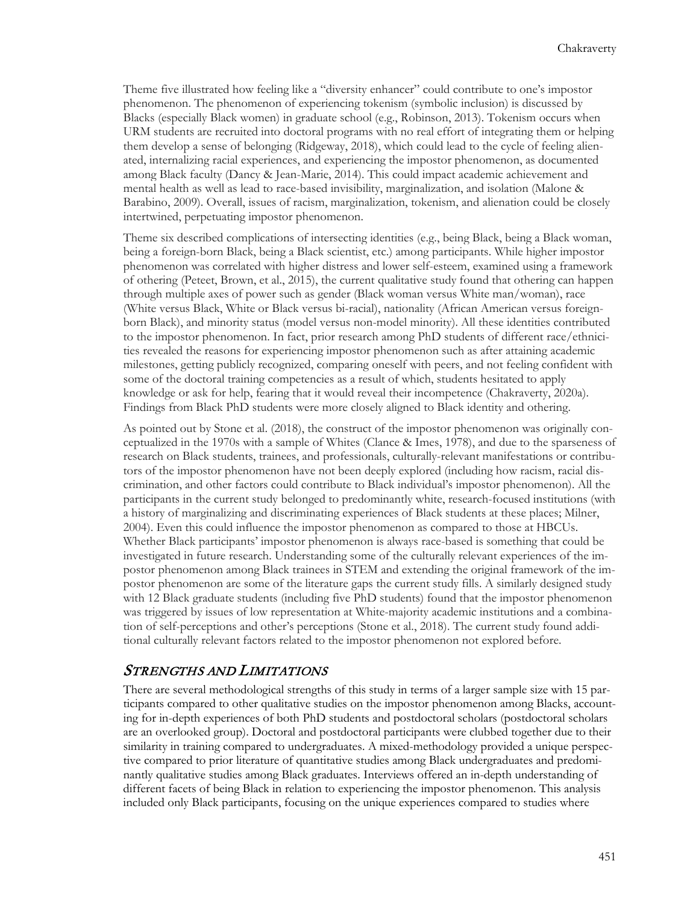Theme five illustrated how feeling like a "diversity enhancer" could contribute to one's impostor phenomenon. The phenomenon of experiencing tokenism (symbolic inclusion) is discussed by Blacks (especially Black women) in graduate school (e.g., Robinson, 2013). Tokenism occurs when URM students are recruited into doctoral programs with no real effort of integrating them or helping them develop a sense of belonging (Ridgeway, 2018), which could lead to the cycle of feeling alienated, internalizing racial experiences, and experiencing the impostor phenomenon, as documented among Black faculty (Dancy & Jean-Marie, 2014). This could impact academic achievement and mental health as well as lead to race-based invisibility, marginalization, and isolation (Malone & Barabino, 2009). Overall, issues of racism, marginalization, tokenism, and alienation could be closely intertwined, perpetuating impostor phenomenon.

Theme six described complications of intersecting identities (e.g., being Black, being a Black woman, being a foreign-born Black, being a Black scientist, etc.) among participants. While higher impostor phenomenon was correlated with higher distress and lower self-esteem, examined using a framework of othering (Peteet, Brown, et al., 2015), the current qualitative study found that othering can happen through multiple axes of power such as gender (Black woman versus White man/woman), race (White versus Black, White or Black versus bi-racial), nationality (African American versus foreign-born Black), and minority status (model versus non-model minority). All these identities contributed to the impostor phenomenon. In fact, prior research among PhD students of different race/ethnicities revealed the reasons for experiencing impostor phenomenon such as after attaining academic milestones, getting publicly recognized, comparing oneself with peers, and not feeling confident with some of the doctoral training competencies as a result of which, students hesitated to apply knowledge or ask for help, fearing that it would reveal their incompetence (Chakraverty, 2020a). Findings from Black PhD students were more closely aligned to Black identity and othering.

As pointed out by Stone et al. (2018), the construct of the impostor phenomenon was originally conceptualized in the 1970s with a sample of Whites (Clance & Imes, 1978), and due to the sparseness of research on Black students, trainees, and professionals, culturally-relevant manifestations or contributors of the impostor phenomenon have not been deeply explored (including how racism, racial discrimination, and other factors could contribute to Black individual's impostor phenomenon). All the participants in the current study belonged to predominantly white, research-focused institutions (with a history of marginalizing and discriminating experiences of Black students at these places; Milner, 2004). Even this could influence the impostor phenomenon as compared to those at HBCUs. Whether Black participants' impostor phenomenon is always race-based is something that could be investigated in future research. Understanding some of the culturally relevant experiences of the impostor phenomenon among Black trainees in STEM and extending the original framework of the impostor phenomenon are some of the literature gaps the current study fills. A similarly designed study with 12 Black graduate students (including five PhD students) found that the impostor phenomenon was triggered by issues of low representation at White-majority academic institutions and a combination of self-perceptions and other's perceptions (Stone et al., 2018). The current study found additional culturally relevant factors related to the impostor phenomenon not explored before.

## *Strengths and Limitations*

There are several methodological strengths of this study in terms of a larger sample size with 15 participants compared to other qualitative studies on the impostor phenomenon among Blacks, accounting for in-depth experiences of both PhD students and postdoctoral scholars (postdoctoral scholars are an overlooked group). Doctoral and postdoctoral participants were clubbed together due to their similarity in training compared to undergraduates. A mixed-methodology provided a unique perspective compared to prior literature of quantitative studies among Black undergraduates and predominantly qualitative studies among Black graduates. Interviews offered an in-depth understanding of different facets of being Black in relation to experiencing the impostor phenomenon. This analysis included only Black participants, focusing on the unique experiences compared to studies where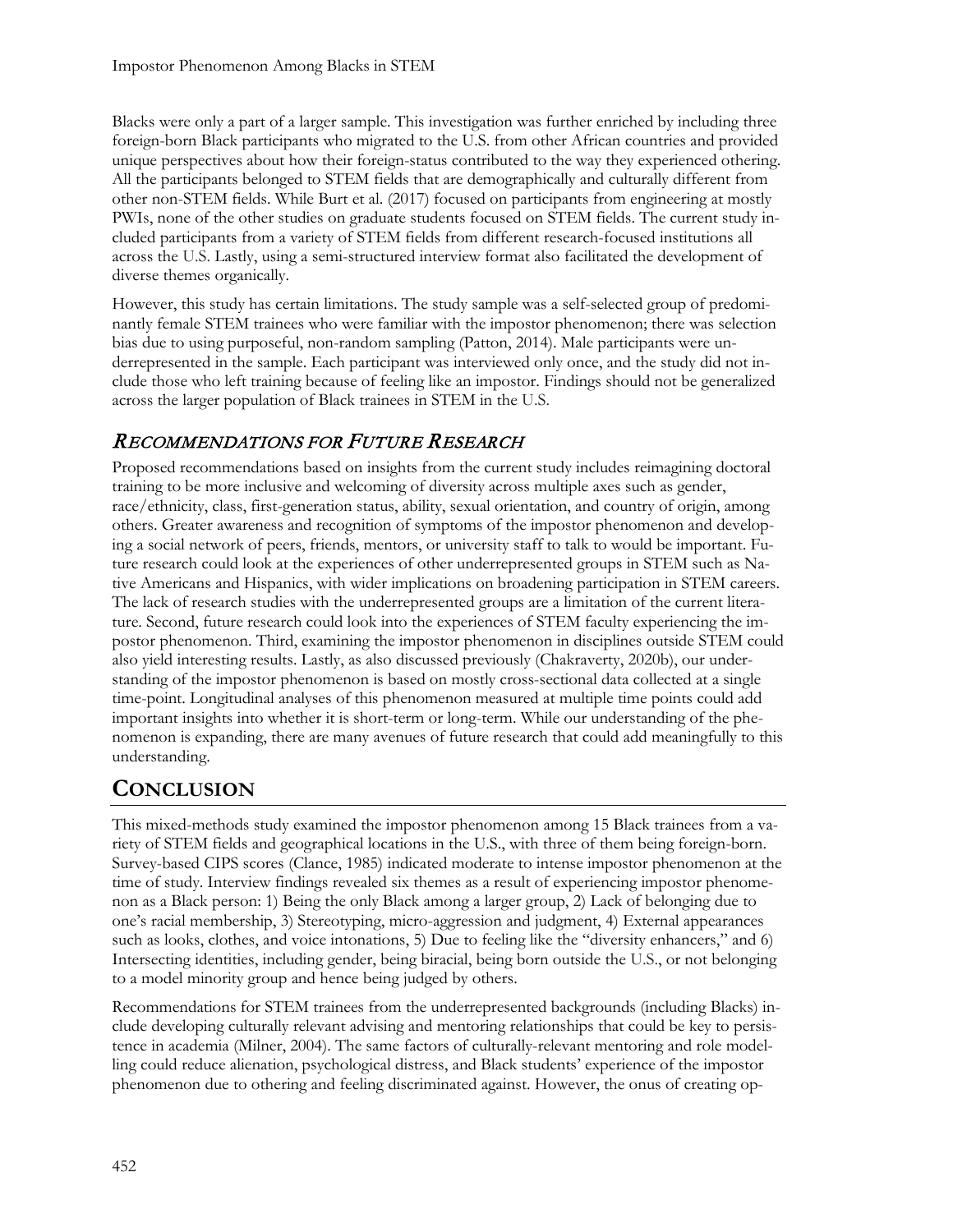Blacks were only a part of a larger sample. This investigation was further enriched by including three foreign-born Black participants who migrated to the U.S. from other African countries and provided unique perspectives about how their foreign-status contributed to the way they experienced othering. All the participants belonged to STEM fields that are demographically and culturally different from other non-STEM fields. While Burt et al. (2017) focused on participants from engineering at mostly PWIs, none of the other studies on graduate students focused on STEM fields. The current study included participants from a variety of STEM fields from different research-focused institutions all across the U.S. Lastly, using a semi-structured interview format also facilitated the development of diverse themes organically.

However, this study has certain limitations. The study sample was a self-selected group of predominantly female STEM trainees who were familiar with the impostor phenomenon; there was selection bias due to using purposeful, non-random sampling (Patton, 2014). Male participants were underrepresented in the sample. Each participant was interviewed only once, and the study did not include those who left training because of feeling like an impostor. Findings should not be generalized across the larger population of Black trainees in STEM in the U.S.

### *Recommendations for Future Research*

Proposed recommendations based on insights from the current study includes reimagining doctoral training to be more inclusive and welcoming of diversity across multiple axes such as gender, race/ethnicity, class, first-generation status, ability, sexual orientation, and country of origin, among others. Greater awareness and recognition of symptoms of the impostor phenomenon and developing a social network of peers, friends, mentors, or university staff to talk to would be important. Future research could look at the experiences of other underrepresented groups in STEM such as Native Americans and Hispanics, with wider implications on broadening participation in STEM careers. The lack of research studies with the underrepresented groups are a limitation of the current literature. Second, future research could look into the experiences of STEM faculty experiencing the impostor phenomenon. Third, examining the impostor phenomenon in disciplines outside STEM could also yield interesting results. Lastly, as also discussed previously (Chakraverty, 2020b), our understanding of the impostor phenomenon is based on mostly cross-sectional data collected at a single time-point. Longitudinal analyses of this phenomenon measured at multiple time points could add important insights into whether it is short-term or long-term. While our understanding of the phenomenon is expanding, there are many avenues of future research that could add meaningfully to this understanding.

## Conclusion

This mixed-methods study examined the impostor phenomenon among 15 Black trainees from a variety of STEM fields and geographical locations in the U.S., with three of them being foreign-born. Survey-based CIPS scores (Clance, 1985) indicated moderate to intense impostor phenomenon at the time of study. Interview findings revealed six themes as a result of experiencing impostor phenomenon as a Black person: 1) Being the only Black among a larger group, 2) Lack of belonging due to one's racial membership, 3) Stereotyping, micro-aggression and judgment, 4) External appearances such as looks, clothes, and voice intonations, 5) Due to feeling like the "diversity enhancers," and 6) Intersecting identities, including gender, being biracial, being born outside the U.S., or not belonging to a model minority group and hence being judged by others.

Recommendations for STEM trainees from the underrepresented backgrounds (including Blacks) include developing culturally relevant advising and mentoring relationships that could be key to persistence in academia (Milner, 2004). The same factors of culturally-relevant mentoring and role modelling could reduce alienation, psychological distress, and Black students' experience of the impostor phenomenon due to othering and feeling discriminated against. However, the onus of creating op-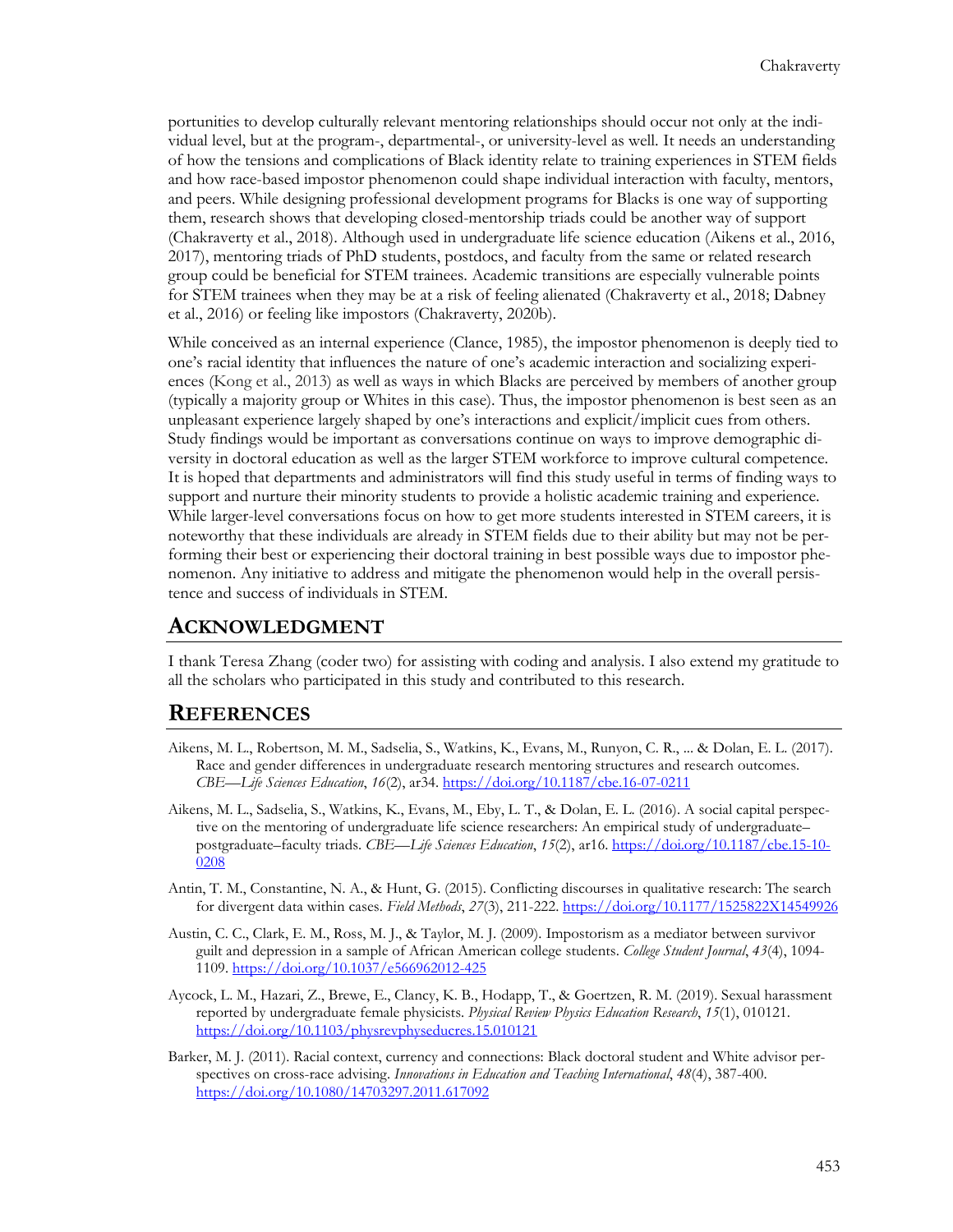portunities to develop culturally relevant mentoring relationships should occur not only at the individual level, but at the program-, departmental-, or university-level as well. It needs an understanding of how the tensions and complications of Black identity relate to training experiences in STEM fields and how race-based impostor phenomenon could shape individual interaction with faculty, mentors, and peers. While designing professional development programs for Blacks is one way of supporting them, research shows that developing closed-mentorship triads could be another way of support (Chakraverty et al., 2018). Although used in undergraduate life science education (Aikens et al., 2016, 2017), mentoring triads of PhD students, postdocs, and faculty from the same or related research group could be beneficial for STEM trainees. Academic transitions are especially vulnerable points for STEM trainees when they may be at a risk of feeling alienated (Chakraverty et al., 2018; Dabney et al., 2016) or feeling like impostors (Chakraverty, 2020b).

While conceived as an internal experience (Clance, 1985), the impostor phenomenon is deeply tied to one's racial identity that influences the nature of one's academic interaction and socializing experiences (Kong et al., 2013) as well as ways in which Blacks are perceived by members of another group (typically a majority group or Whites in this case). Thus, the impostor phenomenon is best seen as an unpleasant experience largely shaped by one's interactions and explicit/implicit cues from others. Study findings would be important as conversations continue on ways to improve demographic diversity in doctoral education as well as the larger STEM workforce to improve cultural competence. It is hoped that departments and administrators will find this study useful in terms of finding ways to support and nurture their minority students to provide a holistic academic training and experience. While larger-level conversations focus on how to get more students interested in STEM careers, it is noteworthy that these individuals are already in STEM fields due to their ability but may not be performing their best or experiencing their doctoral training in best possible ways due to impostor phenomenon. Any initiative to address and mitigate the phenomenon would help in the overall persistence and success of individuals in STEM.

## ACKNOWLEDGMENT

I thank Teresa Zhang (coder two) for assisting with coding and analysis. I also extend my gratitude to all the scholars who participated in this study and contributed to this research.

## REFERENCES

Aikens, M. L., Robertson, M. M., Sadselia, S., Watkins, K., Evans, M., Runyon, C. R., ... & Dolan, E. L. (2017). Race and gender differences in undergraduate research mentoring structures and research outcomes. *CBE—Life Sciences Education*, *16*(2), ar34. https://doi.org/10.1187/cbe.16-07-0211

Aikens, M. L., Sadselia, S., Watkins, K., Evans, M., Eby, L. T., & Dolan, E. L. (2016). A social capital perspective on the mentoring of undergraduate life science researchers: An empirical study of undergraduate–postgraduate–faculty triads. *CBE—Life Sciences Education*, *15*(2), ar16. https://doi.org/10.1187/cbe.15-10-0208

Antin, T. M., Constantine, N. A., & Hunt, G. (2015). Conflicting discourses in qualitative research: The search for divergent data within cases. *Field Methods*, *27*(3), 211-222. https://doi.org/10.1177/1525822X14549926

Austin, C. C., Clark, E. M., Ross, M. J., & Taylor, M. J. (2009). Impostorism as a mediator between survivor guilt and depression in a sample of African American college students. *College Student Journal*, *43*(4), 1094-1109. https://doi.org/10.1037/e566962012-425

Aycock, L. M., Hazari, Z., Brewe, E., Clancy, K. B., Hodapp, T., & Goertzen, R. M. (2019). Sexual harassment reported by undergraduate female physicists. *Physical Review Physics Education Research*, *15*(1), 010121. https://doi.org/10.1103/physrevphyseducres.15.010121

Barker, M. J. (2011). Racial context, currency and connections: Black doctoral student and White advisor perspectives on cross-race advising. *Innovations in Education and Teaching International*, *48*(4), 387-400. https://doi.org/10.1080/14703297.2011.617092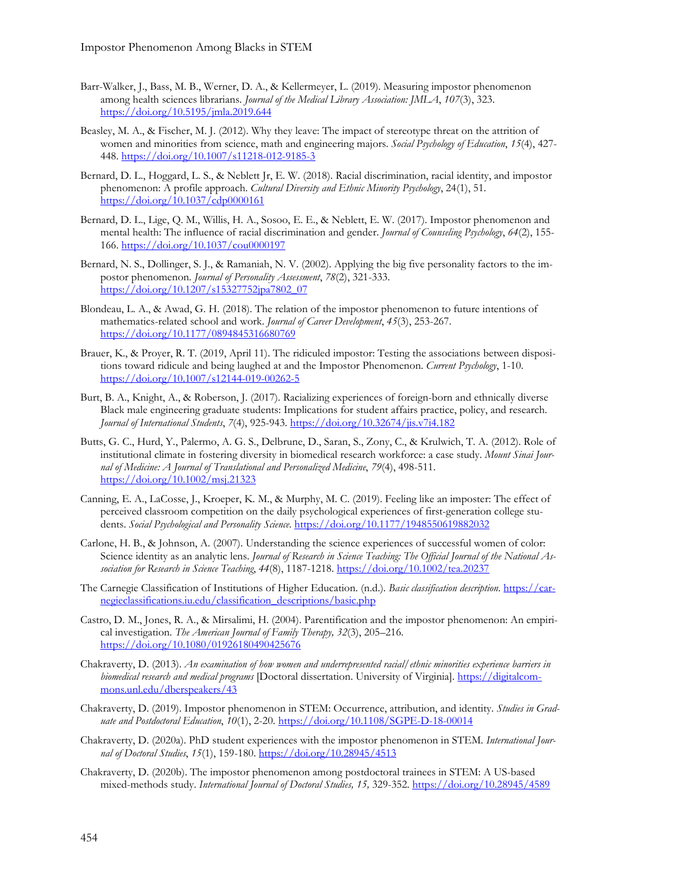Barr-Walker, J., Bass, M. B., Werner, D. A., & Kellermeyer, L. (2019). Measuring impostor phenomenon among health sciences librarians. *Journal of the Medical Library Association: JMLA*, *107*(3), 323. https://doi.org/10.5195/jmla.2019.644

Beasley, M. A., & Fischer, M. J. (2012). Why they leave: The impact of stereotype threat on the attrition of women and minorities from science, math and engineering majors. *Social Psychology of Education*, *15*(4), 427-448. https://doi.org/10.1007/s11218-012-9185-3

Bernard, D. L., Hoggard, L. S., & Neblett Jr, E. W. (2018). Racial discrimination, racial identity, and impostor phenomenon: A profile approach. *Cultural Diversity and Ethnic Minority Psychology*, 24(1), 51. https://doi.org/10.1037/cdp0000161

Bernard, D. L., Lige, Q. M., Willis, H. A., Sosoo, E. E., & Neblett, E. W. (2017). Impostor phenomenon and mental health: The influence of racial discrimination and gender. *Journal of Counseling Psychology*, *64*(2), 155-166. https://doi.org/10.1037/cou0000197

Bernard, N. S., Dollinger, S. J., & Ramaniah, N. V. (2002). Applying the big five personality factors to the impostor phenomenon. *Journal of Personality Assessment*, *78*(2), 321-333. https://doi.org/10.1207/s15327752jpa7802_07

Blondeau, L. A., & Awad, G. H. (2018). The relation of the impostor phenomenon to future intentions of mathematics-related school and work. *Journal of Career Development*, *45*(3), 253-267. https://doi.org/10.1177/0894845316680769

Brauer, K., & Proyer, R. T. (2019, April 11). The ridiculed impostor: Testing the associations between dispositions toward ridicule and being laughed at and the Impostor Phenomenon. *Current Psychology*, 1-10. https://doi.org/10.1007/s12144-019-00262-5

Burt, B. A., Knight, A., & Roberson, J. (2017). Racializing experiences of foreign-born and ethnically diverse Black male engineering graduate students: Implications for student affairs practice, policy, and research. *Journal of International Students*, *7*(4), 925-943. https://doi.org/10.32674/jis.v7i4.182

Butts, G. C., Hurd, Y., Palermo, A. G. S., Delbrune, D., Saran, S., Zony, C., & Krulwich, T. A. (2012). Role of institutional climate in fostering diversity in biomedical research workforce: a case study. *Mount Sinai Journal of Medicine: A Journal of Translational and Personalized Medicine*, *79*(4), 498-511. https://doi.org/10.1002/msj.21323

Canning, E. A., LaCosse, J., Kroeper, K. M., & Murphy, M. C. (2019). Feeling like an imposter: The effect of perceived classroom competition on the daily psychological experiences of first-generation college students. *Social Psychological and Personality Science*. https://doi.org/10.1177/1948550619882032

Carlone, H. B., & Johnson, A. (2007). Understanding the science experiences of successful women of color: Science identity as an analytic lens. *Journal of Research in Science Teaching: The Official Journal of the National Association for Research in Science Teaching*, *44*(8), 1187-1218. https://doi.org/10.1002/tea.20237

The Carnegie Classification of Institutions of Higher Education. (n.d.). *Basic classification description*. https://carnegieclassifications.iu.edu/classification_descriptions/basic.php

Castro, D. M., Jones, R. A., & Mirsalimi, H. (2004). Parentification and the impostor phenomenon: An empirical investigation. *The American Journal of Family Therapy, 32*(3), 205–216. https://doi.org/10.1080/01926180490425676

Chakraverty, D. (2013). *An examination of how women and underrepresented racial/ethnic minorities experience barriers in biomedical research and medical programs* [Doctoral dissertation. University of Virginia]. https://digitalcommons.unl.edu/dberspeakers/43

Chakraverty, D. (2019). Impostor phenomenon in STEM: Occurrence, attribution, and identity. *Studies in Graduate and Postdoctoral Education*, *10*(1), 2-20. https://doi.org/10.1108/SGPE-D-18-00014

Chakraverty, D. (2020a). PhD student experiences with the impostor phenomenon in STEM. *International Journal of Doctoral Studies*, *15*(1), 159-180. https://doi.org/10.28945/4513

Chakraverty, D. (2020b). The impostor phenomenon among postdoctoral trainees in STEM: A US-based mixed-methods study. *International Journal of Doctoral Studies, 15,* 329-352. https://doi.org/10.28945/4589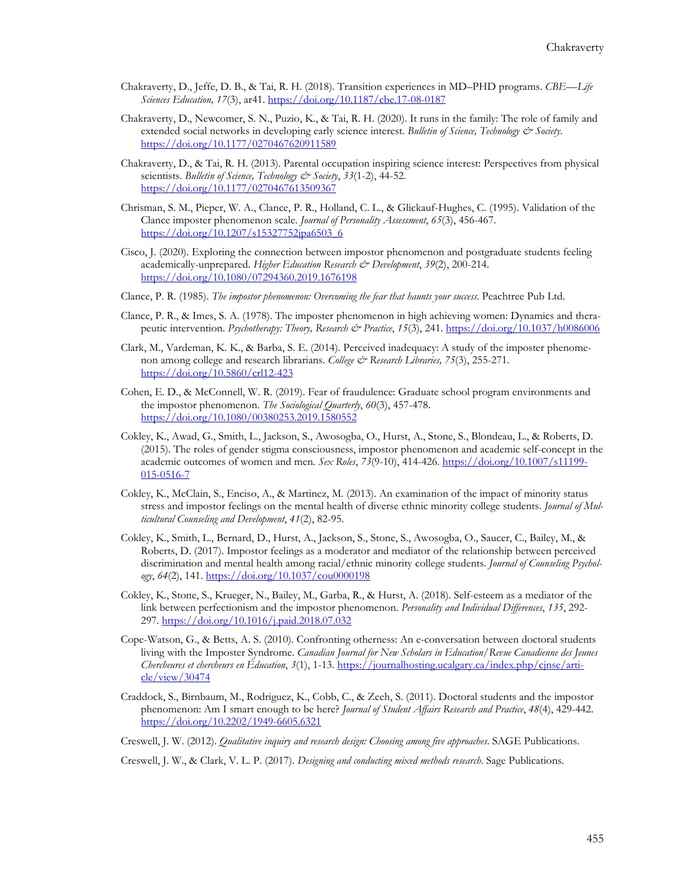Chakraverty, D., Jeffe, D. B., & Tai, R. H. (2018). Transition experiences in MD–PHD programs. *CBE—Life Sciences Education, 17*(3), ar41. https://doi.org/10.1187/cbe.17-08-0187

Chakraverty, D., Newcomer, S. N., Puzio, K., & Tai, R. H. (2020). It runs in the family: The role of family and extended social networks in developing early science interest. *Bulletin of Science, Technology & Society*. https://doi.org/10.1177/0270467620911589

Chakraverty, D., & Tai, R. H. (2013). Parental occupation inspiring science interest: Perspectives from physical scientists. *Bulletin of Science, Technology & Society*, *33*(1-2), 44-52. https://doi.org/10.1177/0270467613509367

Chrisman, S. M., Pieper, W. A., Clance, P. R., Holland, C. L., & Glickauf-Hughes, C. (1995). Validation of the Clance imposter phenomenon scale. *Journal of Personality Assessment*, *65*(3), 456-467. https://doi.org/10.1207/s15327752jpa6503_6

Cisco, J. (2020). Exploring the connection between impostor phenomenon and postgraduate students feeling academically-unprepared. *Higher Education Research & Development*, *39*(2), 200-214. https://doi.org/10.1080/07294360.2019.1676198

Clance, P. R. (1985). *The impostor phenomenon: Overcoming the fear that haunts your success*. Peachtree Pub Ltd.

Clance, P. R., & Imes, S. A. (1978). The imposter phenomenon in high achieving women: Dynamics and therapeutic intervention. *Psychotherapy: Theory, Research & Practice*, *15*(3), 241. https://doi.org/10.1037/h0086006

Clark, M., Vardeman, K. K., & Barba, S. E. (2014). Perceived inadequacy: A study of the imposter phenomenon among college and research librarians. *College & Research Libraries, 75*(3), 255-271. https://doi.org/10.5860/crl12-423

Cohen, E. D., & McConnell, W. R. (2019). Fear of fraudulence: Graduate school program environments and the impostor phenomenon. *The Sociological Quarterly*, *60*(3), 457-478. https://doi.org/10.1080/00380253.2019.1580552

Cokley, K., Awad, G., Smith, L., Jackson, S., Awosogba, O., Hurst, A., Stone, S., Blondeau, L., & Roberts, D. (2015). The roles of gender stigma consciousness, impostor phenomenon and academic self-concept in the academic outcomes of women and men. *Sex Roles*, *73*(9-10), 414-426. https://doi.org/10.1007/s11199-015-0516-7

Cokley, K., McClain, S., Enciso, A., & Martinez, M. (2013). An examination of the impact of minority status stress and impostor feelings on the mental health of diverse ethnic minority college students. *Journal of Multicultural Counseling and Development*, *41*(2), 82-95.

Cokley, K., Smith, L., Bernard, D., Hurst, A., Jackson, S., Stone, S., Awosogba, O., Saucer, C., Bailey, M., & Roberts, D. (2017). Impostor feelings as a moderator and mediator of the relationship between perceived discrimination and mental health among racial/ethnic minority college students. *Journal of Counseling Psychology*, *64*(2), 141. https://doi.org/10.1037/cou0000198

Cokley, K., Stone, S., Krueger, N., Bailey, M., Garba, R., & Hurst, A. (2018). Self-esteem as a mediator of the link between perfectionism and the impostor phenomenon. *Personality and Individual Differences*, *135*, 292-297. https://doi.org/10.1016/j.paid.2018.07.032

Cope-Watson, G., & Betts, A. S. (2010). Confronting otherness: An e-conversation between doctoral students living with the Imposter Syndrome. *Canadian Journal for New Scholars in Education/Revue Canadienne des Jeunes Chercheures et chercheurs en Éducation*, *3*(1), 1-13. https://journalhosting.ucalgary.ca/index.php/cjnse/article/view/30474

Craddock, S., Birnbaum, M., Rodriguez, K., Cobb, C., & Zeeh, S. (2011). Doctoral students and the impostor phenomenon: Am I smart enough to be here? *Journal of Student Affairs Research and Practice*, *48*(4), 429-442. https://doi.org/10.2202/1949-6605.6321

Creswell, J. W. (2012). *Qualitative inquiry and research design: Choosing among five approaches*. SAGE Publications.

Creswell, J. W., & Clark, V. L. P. (2017). *Designing and conducting mixed methods research*. Sage Publications.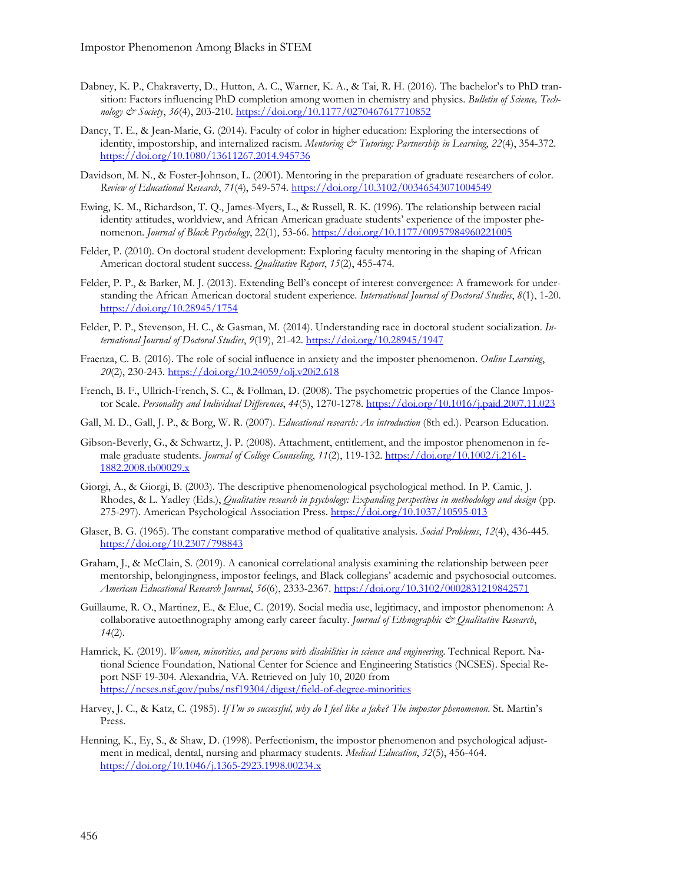Dabney, K. P., Chakraverty, D., Hutton, A. C., Warner, K. A., & Tai, R. H. (2016). The bachelor's to PhD transition: Factors influencing PhD completion among women in chemistry and physics. *Bulletin of Science, Technology & Society*, *36*(4), 203-210. https://doi.org/10.1177/0270467617710852

Dancy, T. E., & Jean-Marie, G. (2014). Faculty of color in higher education: Exploring the intersections of identity, impostorship, and internalized racism. *Mentoring & Tutoring: Partnership in Learning*, *22*(4), 354-372. https://doi.org/10.1080/13611267.2014.945736

Davidson, M. N., & Foster-Johnson, L. (2001). Mentoring in the preparation of graduate researchers of color. *Review of Educational Research*, *71*(4), 549-574. https://doi.org/10.3102/00346543071004549

Ewing, K. M., Richardson, T. Q., James-Myers, L., & Russell, R. K. (1996). The relationship between racial identity attitudes, worldview, and African American graduate students' experience of the imposter phenomenon. *Journal of Black Psychology*, 22(1), 53-66. https://doi.org/10.1177/00957984960221005

Felder, P. (2010). On doctoral student development: Exploring faculty mentoring in the shaping of African American doctoral student success. *Qualitative Report*, *15*(2), 455-474.

Felder, P. P., & Barker, M. J. (2013). Extending Bell's concept of interest convergence: A framework for understanding the African American doctoral student experience. *International Journal of Doctoral Studies*, *8*(1), 1-20. https://doi.org/10.28945/1754

Felder, P. P., Stevenson, H. C., & Gasman, M. (2014). Understanding race in doctoral student socialization. *International Journal of Doctoral Studies*, *9*(19), 21-42. https://doi.org/10.28945/1947

Fraenza, C. B. (2016). The role of social influence in anxiety and the imposter phenomenon. *Online Learning*, *20*(2), 230-243. https://doi.org/10.24059/olj.v20i2.618

French, B. F., Ullrich-French, S. C., & Follman, D. (2008). The psychometric properties of the Clance Impostor Scale. *Personality and Individual Differences*, *44*(5), 1270-1278. https://doi.org/10.1016/j.paid.2007.11.023

Gall, M. D., Gall, J. P., & Borg, W. R. (2007). *Educational research: An introduction* (8th ed.). Pearson Education.

Gibson-Beverly, G., & Schwartz, J. P. (2008). Attachment, entitlement, and the impostor phenomenon in female graduate students. *Journal of College Counseling*, *11*(2), 119-132. https://doi.org/10.1002/j.2161-1882.2008.tb00029.x

Giorgi, A., & Giorgi, B. (2003). The descriptive phenomenological psychological method. In P. Camic, J. Rhodes, & L. Yadley (Eds.), *Qualitative research in psychology: Expanding perspectives in methodology and design* (pp. 275-297). American Psychological Association Press. https://doi.org/10.1037/10595-013

Glaser, B. G. (1965). The constant comparative method of qualitative analysis. *Social Problems*, *12*(4), 436-445. https://doi.org/10.2307/798843

Graham, J., & McClain, S. (2019). A canonical correlational analysis examining the relationship between peer mentorship, belongingness, impostor feelings, and Black collegians' academic and psychosocial outcomes. *American Educational Research Journal*, *56*(6), 2333-2367. https://doi.org/10.3102/0002831219842571

Guillaume, R. O., Martinez, E., & Elue, C. (2019). Social media use, legitimacy, and impostor phenomenon: A collaborative autoethnography among early career faculty. *Journal of Ethnographic & Qualitative Research*, *14*(2).

Hamrick, K. (2019). *Women, minorities, and persons with disabilities in science and engineering*. Technical Report. National Science Foundation, National Center for Science and Engineering Statistics (NCSES). Special Report NSF 19-304. Alexandria, VA. Retrieved on July 10, 2020 from https://ncses.nsf.gov/pubs/nsf19304/digest/field-of-degree-minorities

Harvey, J. C., & Katz, C. (1985). *If I'm so successful, why do I feel like a fake? The impostor phenomenon*. St. Martin's Press.

Henning, K., Ey, S., & Shaw, D. (1998). Perfectionism, the impostor phenomenon and psychological adjustment in medical, dental, nursing and pharmacy students. *Medical Education*, *32*(5), 456-464. https://doi.org/10.1046/j.1365-2923.1998.00234.x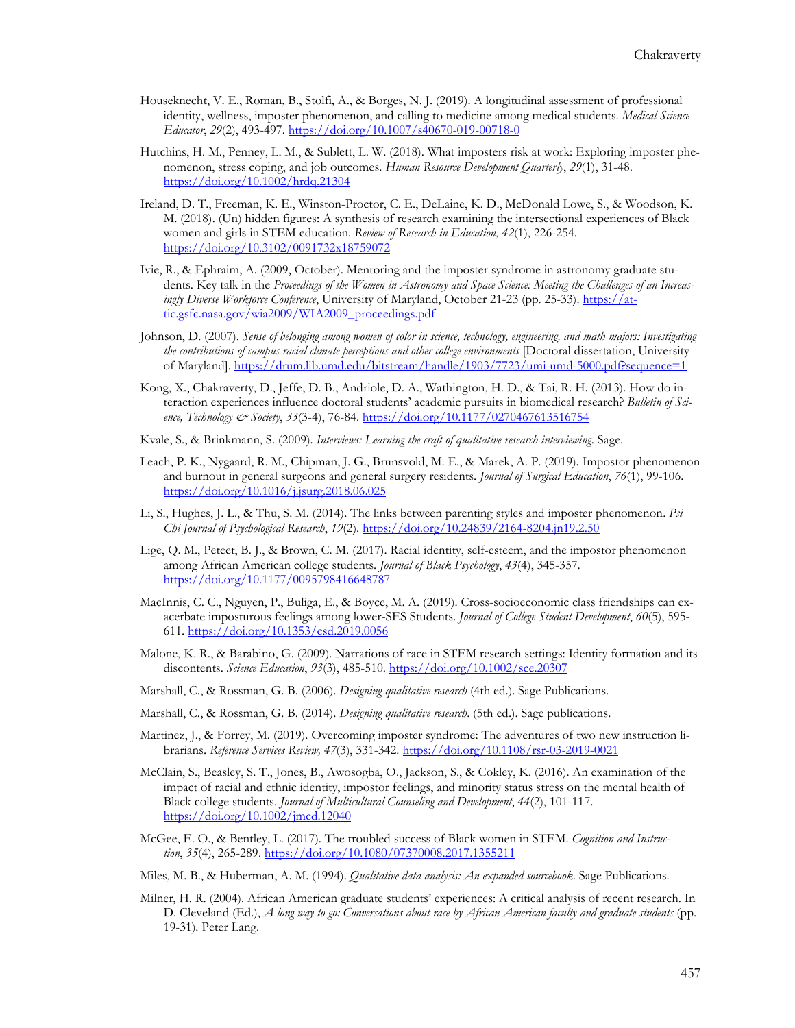Houseknecht, V. E., Roman, B., Stolfi, A., & Borges, N. J. (2019). A longitudinal assessment of professional identity, wellness, imposter phenomenon, and calling to medicine among medical students. *Medical Science Educator*, *29*(2), 493-497. https://doi.org/10.1007/s40670-019-00718-0

Hutchins, H. M., Penney, L. M., & Sublett, L. W. (2018). What imposters risk at work: Exploring imposter phenomenon, stress coping, and job outcomes. *Human Resource Development Quarterly*, *29*(1), 31-48. https://doi.org/10.1002/hrdq.21304

Ireland, D. T., Freeman, K. E., Winston-Proctor, C. E., DeLaine, K. D., McDonald Lowe, S., & Woodson, K. M. (2018). (Un) hidden figures: A synthesis of research examining the intersectional experiences of Black women and girls in STEM education. *Review of Research in Education*, *42*(1), 226-254. https://doi.org/10.3102/0091732x18759072

Ivie, R., & Ephraim, A. (2009, October). Mentoring and the imposter syndrome in astronomy graduate students. Key talk in the *Proceedings of the Women in Astronomy and Space Science: Meeting the Challenges of an Increasingly Diverse Workforce Conference*, University of Maryland, October 21-23 (pp. 25-33). https://attic.gsfc.nasa.gov/wia2009/WIA2009_proceedings.pdf

Johnson, D. (2007). *Sense of belonging among women of color in science, technology, engineering, and math majors: Investigating the contributions of campus racial climate perceptions and other college environments* [Doctoral dissertation, University of Maryland]. https://drum.lib.umd.edu/bitstream/handle/1903/7723/umi-umd-5000.pdf?sequence=1

Kong, X., Chakraverty, D., Jeffe, D. B., Andriole, D. A., Wathington, H. D., & Tai, R. H. (2013). How do interaction experiences influence doctoral students' academic pursuits in biomedical research? *Bulletin of Science, Technology & Society*, *33*(3-4), 76-84. https://doi.org/10.1177/0270467613516754

Kvale, S., & Brinkmann, S. (2009). *Interviews: Learning the craft of qualitative research interviewing*. Sage.

Leach, P. K., Nygaard, R. M., Chipman, J. G., Brunsvold, M. E., & Marek, A. P. (2019). Impostor phenomenon and burnout in general surgeons and general surgery residents. *Journal of Surgical Education*, *76*(1), 99-106. https://doi.org/10.1016/j.jsurg.2018.06.025

Li, S., Hughes, J. L., & Thu, S. M. (2014). The links between parenting styles and imposter phenomenon. *Psi Chi Journal of Psychological Research*, *19*(2). https://doi.org/10.24839/2164-8204.jn19.2.50

Lige, Q. M., Peteet, B. J., & Brown, C. M. (2017). Racial identity, self-esteem, and the impostor phenomenon among African American college students. *Journal of Black Psychology*, *43*(4), 345-357. https://doi.org/10.1177/0095798416648787

MacInnis, C. C., Nguyen, P., Buliga, E., & Boyce, M. A. (2019). Cross-socioeconomic class friendships can exacerbate imposturous feelings among lower-SES Students. *Journal of College Student Development*, *60*(5), 595-611. https://doi.org/10.1353/csd.2019.0056

Malone, K. R., & Barabino, G. (2009). Narrations of race in STEM research settings: Identity formation and its discontents. *Science Education*, *93*(3), 485-510. https://doi.org/10.1002/sce.20307

Marshall, C., & Rossman, G. B. (2006). *Designing qualitative research* (4th ed.). Sage Publications.

Marshall, C., & Rossman, G. B. (2014). *Designing qualitative research*. (5th ed.). Sage publications.

Martinez, J., & Forrey, M. (2019). Overcoming imposter syndrome: The adventures of two new instruction librarians. *Reference Services Review, 47*(3), 331-342. https://doi.org/10.1108/rsr-03-2019-0021

McClain, S., Beasley, S. T., Jones, B., Awosogba, O., Jackson, S., & Cokley, K. (2016). An examination of the impact of racial and ethnic identity, impostor feelings, and minority status stress on the mental health of Black college students. *Journal of Multicultural Counseling and Development*, *44*(2), 101-117. https://doi.org/10.1002/jmcd.12040

McGee, E. O., & Bentley, L. (2017). The troubled success of Black women in STEM. *Cognition and Instruction*, *35*(4), 265-289. https://doi.org/10.1080/07370008.2017.1355211

Miles, M. B., & Huberman, A. M. (1994). *Qualitative data analysis: An expanded sourcebook*. Sage Publications.

Milner, H. R. (2004). African American graduate students' experiences: A critical analysis of recent research. In D. Cleveland (Ed.), *A long way to go: Conversations about race by African American faculty and graduate students* (pp. 19-31). Peter Lang.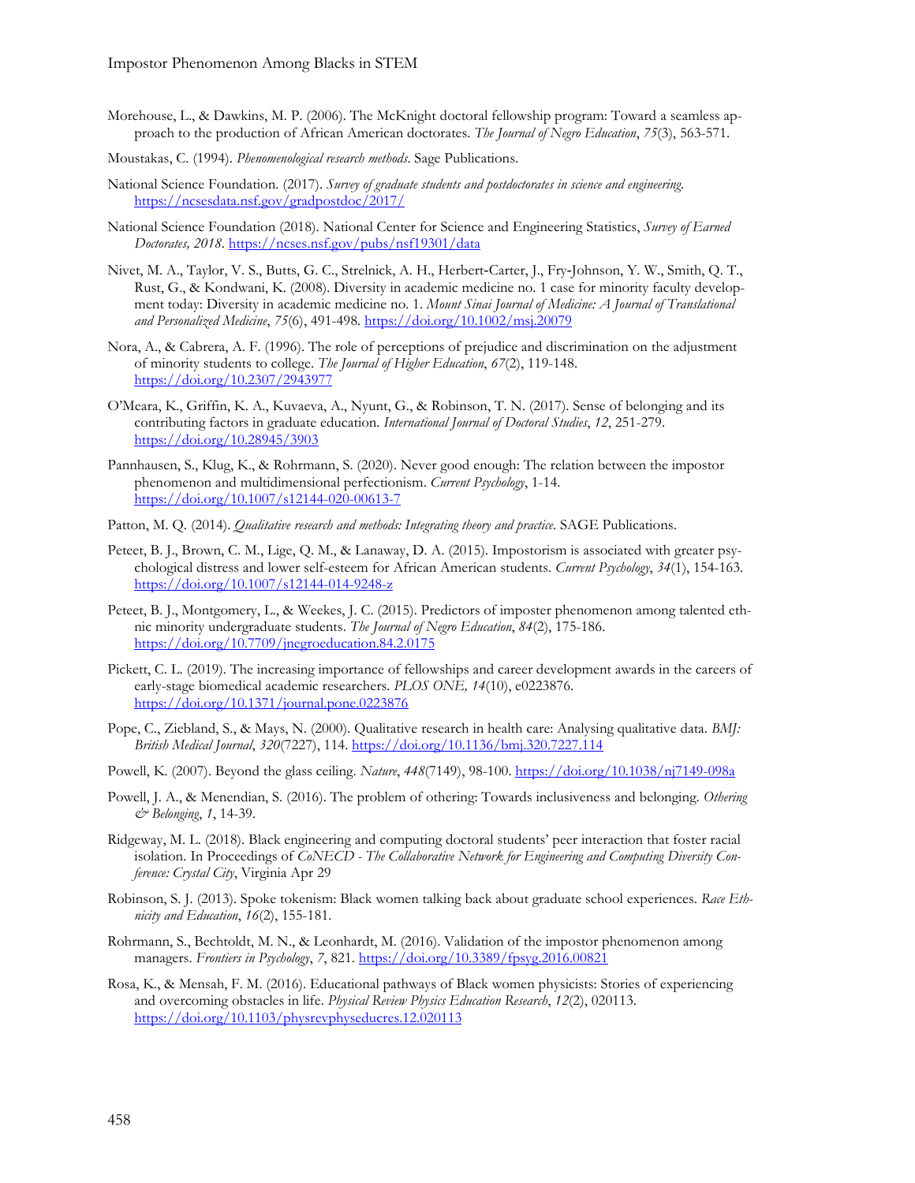Morehouse, L., & Dawkins, M. P. (2006). The McKnight doctoral fellowship program: Toward a seamless approach to the production of African American doctorates. *The Journal of Negro Education*, *75*(3), 563-571.

Moustakas, C. (1994). *Phenomenological research methods*. Sage Publications.

National Science Foundation. (2017). *Survey of graduate students and postdoctorates in science and engineering*. https://ncsesdata.nsf.gov/gradpostdoc/2017/

National Science Foundation (2018). National Center for Science and Engineering Statistics, *Survey of Earned Doctorates, 2018*. https://ncses.nsf.gov/pubs/nsf19301/data

Nivet, M. A., Taylor, V. S., Butts, G. C., Strelnick, A. H., Herbert-Carter, J., Fry-Johnson, Y. W., Smith, Q. T., Rust, G., & Kondwani, K. (2008). Diversity in academic medicine no. 1 case for minority faculty development today: Diversity in academic medicine no. 1. *Mount Sinai Journal of Medicine: A Journal of Translational and Personalized Medicine*, *75*(6), 491-498. https://doi.org/10.1002/msj.20079

Nora, A., & Cabrera, A. F. (1996). The role of perceptions of prejudice and discrimination on the adjustment of minority students to college. *The Journal of Higher Education*, *67*(2), 119-148. https://doi.org/10.2307/2943977

O'Meara, K., Griffin, K. A., Kuvaeva, A., Nyunt, G., & Robinson, T. N. (2017). Sense of belonging and its contributing factors in graduate education. *International Journal of Doctoral Studies*, *12*, 251-279. https://doi.org/10.28945/3903

Pannhausen, S., Klug, K., & Rohrmann, S. (2020). Never good enough: The relation between the impostor phenomenon and multidimensional perfectionism. *Current Psychology*, 1-14. https://doi.org/10.1007/s12144-020-00613-7

Patton, M. Q. (2014). *Qualitative research and methods: Integrating theory and practice*. SAGE Publications.

Peteet, B. J., Brown, C. M., Lige, Q. M., & Lanaway, D. A. (2015). Impostorism is associated with greater psychological distress and lower self-esteem for African American students. *Current Psychology*, *34*(1), 154-163. https://doi.org/10.1007/s12144-014-9248-z

Peteet, B. J., Montgomery, L., & Weekes, J. C. (2015). Predictors of imposter phenomenon among talented ethnic minority undergraduate students. *The Journal of Negro Education*, *84*(2), 175-186. https://doi.org/10.7709/jnegroeducation.84.2.0175

Pickett, C. L. (2019). The increasing importance of fellowships and career development awards in the careers of early-stage biomedical academic researchers. *PLOS ONE, 14*(10), e0223876. https://doi.org/10.1371/journal.pone.0223876

Pope, C., Ziebland, S., & Mays, N. (2000). Qualitative research in health care: Analysing qualitative data. *BMJ: British Medical Journal*, *320*(7227), 114. https://doi.org/10.1136/bmj.320.7227.114

Powell, K. (2007). Beyond the glass ceiling. *Nature*, *448*(7149), 98-100. https://doi.org/10.1038/nj7149-098a

Powell, J. A., & Menendian, S. (2016). The problem of othering: Towards inclusiveness and belonging. *Othering & Belonging*, *1*, 14-39.

Ridgeway, M. L. (2018). Black engineering and computing doctoral students' peer interaction that foster racial isolation. In Proceedings of *CoNECD - The Collaborative Network for Engineering and Computing Diversity Conference: Crystal City*, Virginia Apr 29

Robinson, S. J. (2013). Spoke tokenism: Black women talking back about graduate school experiences. *Race Ethnicity and Education*, *16*(2), 155-181.

Rohrmann, S., Bechtoldt, M. N., & Leonhardt, M. (2016). Validation of the impostor phenomenon among managers. *Frontiers in Psychology*, *7*, 821. https://doi.org/10.3389/fpsyg.2016.00821

Rosa, K., & Mensah, F. M. (2016). Educational pathways of Black women physicists: Stories of experiencing and overcoming obstacles in life. *Physical Review Physics Education Research*, *12*(2), 020113. https://doi.org/10.1103/physrevphyseducres.12.020113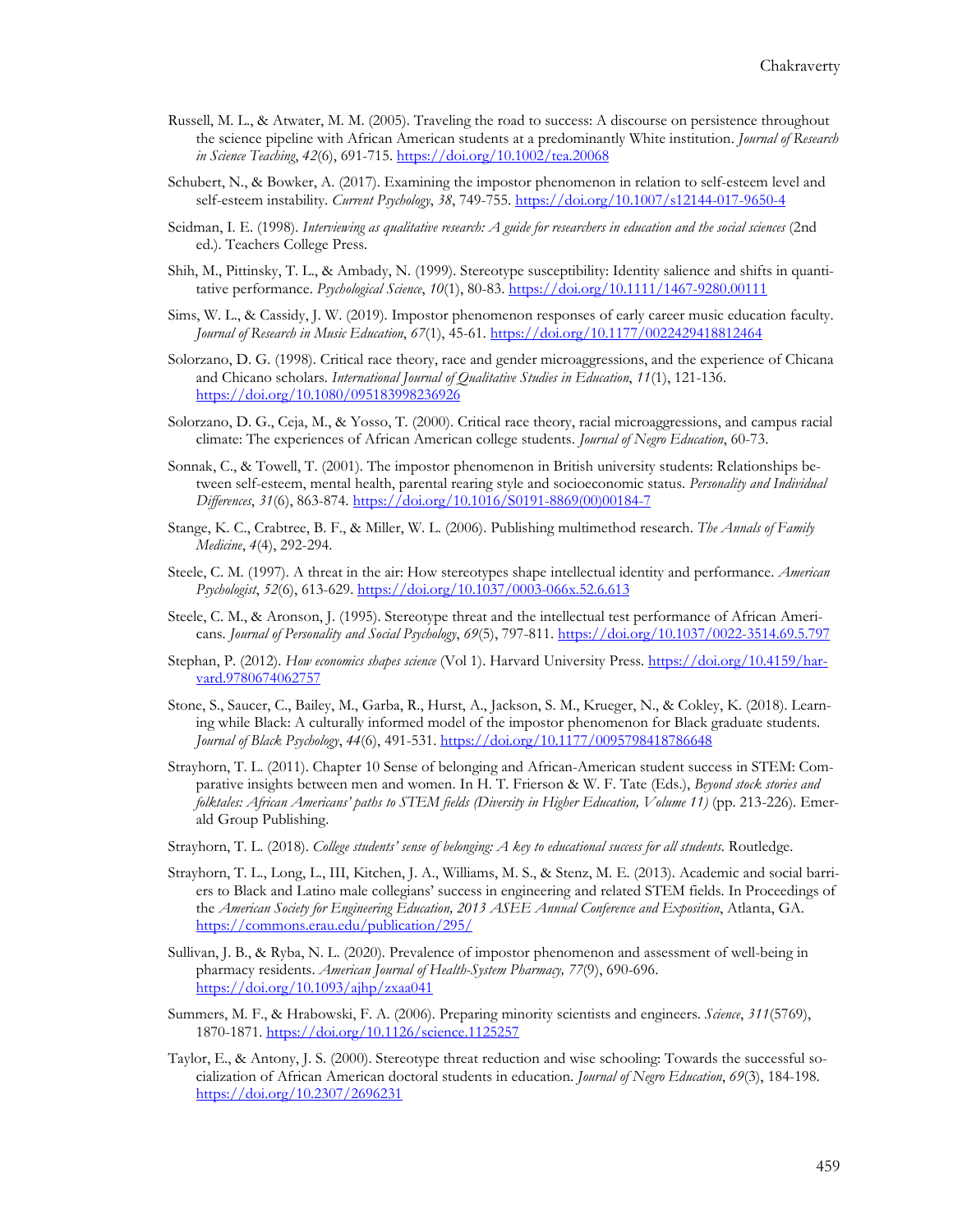Russell, M. L., & Atwater, M. M. (2005). Traveling the road to success: A discourse on persistence throughout the science pipeline with African American students at a predominantly White institution. *Journal of Research in Science Teaching*, *42*(6), 691-715. https://doi.org/10.1002/tea.20068

Schubert, N., & Bowker, A. (2017). Examining the impostor phenomenon in relation to self-esteem level and self-esteem instability. *Current Psychology*, *38*, 749-755. https://doi.org/10.1007/s12144-017-9650-4

Seidman, I. E. (1998). *Interviewing as qualitative research: A guide for researchers in education and the social sciences* (2nd ed.). Teachers College Press.

Shih, M., Pittinsky, T. L., & Ambady, N. (1999). Stereotype susceptibility: Identity salience and shifts in quantitative performance. *Psychological Science*, *10*(1), 80-83. https://doi.org/10.1111/1467-9280.00111

Sims, W. L., & Cassidy, J. W. (2019). Impostor phenomenon responses of early career music education faculty. *Journal of Research in Music Education*, *67*(1), 45-61. https://doi.org/10.1177/0022429418812464

Solorzano, D. G. (1998). Critical race theory, race and gender microaggressions, and the experience of Chicana and Chicano scholars. *International Journal of Qualitative Studies in Education*, *11*(1), 121-136. https://doi.org/10.1080/095183998236926

Solorzano, D. G., Ceja, M., & Yosso, T. (2000). Critical race theory, racial microaggressions, and campus racial climate: The experiences of African American college students. *Journal of Negro Education*, 60-73.

Sonnak, C., & Towell, T. (2001). The impostor phenomenon in British university students: Relationships between self-esteem, mental health, parental rearing style and socioeconomic status. *Personality and Individual Differences*, *31*(6), 863-874. https://doi.org/10.1016/S0191-8869(00)00184-7

Stange, K. C., Crabtree, B. F., & Miller, W. L. (2006). Publishing multimethod research. *The Annals of Family Medicine*, *4*(4), 292-294.

Steele, C. M. (1997). A threat in the air: How stereotypes shape intellectual identity and performance. *American Psychologist*, *52*(6), 613-629. https://doi.org/10.1037/0003-066x.52.6.613

Steele, C. M., & Aronson, J. (1995). Stereotype threat and the intellectual test performance of African Americans. *Journal of Personality and Social Psychology*, *69*(5), 797-811. https://doi.org/10.1037/0022-3514.69.5.797

Stephan, P. (2012). *How economics shapes science* (Vol 1). Harvard University Press. https://doi.org/10.4159/harvard.9780674062757

Stone, S., Saucer, C., Bailey, M., Garba, R., Hurst, A., Jackson, S. M., Krueger, N., & Cokley, K. (2018). Learning while Black: A culturally informed model of the impostor phenomenon for Black graduate students. *Journal of Black Psychology*, *44*(6), 491-531. https://doi.org/10.1177/0095798418786648

Strayhorn, T. L. (2011). Chapter 10 Sense of belonging and African-American student success in STEM: Comparative insights between men and women. In H. T. Frierson & W. F. Tate (Eds.), *Beyond stock stories and folktales: African Americans' paths to STEM fields (Diversity in Higher Education, Volume 11)* (pp. 213-226). Emerald Group Publishing.

Strayhorn, T. L. (2018). *College students' sense of belonging: A key to educational success for all students*. Routledge.

Strayhorn, T. L., Long, L., III, Kitchen, J. A., Williams, M. S., & Stenz, M. E. (2013). Academic and social barriers to Black and Latino male collegians' success in engineering and related STEM fields. In Proceedings of the *American Society for Engineering Education, 2013 ASEE Annual Conference and Exposition*, Atlanta, GA. https://commons.erau.edu/publication/295/

Sullivan, J. B., & Ryba, N. L. (2020). Prevalence of impostor phenomenon and assessment of well-being in pharmacy residents. *American Journal of Health-System Pharmacy, 77*(9), 690-696. https://doi.org/10.1093/ajhp/zxaa041

Summers, M. F., & Hrabowski, F. A. (2006). Preparing minority scientists and engineers. *Science*, *311*(5769), 1870-1871. https://doi.org/10.1126/science.1125257

Taylor, E., & Antony, J. S. (2000). Stereotype threat reduction and wise schooling: Towards the successful socialization of African American doctoral students in education. *Journal of Negro Education*, *69*(3), 184-198. https://doi.org/10.2307/2696231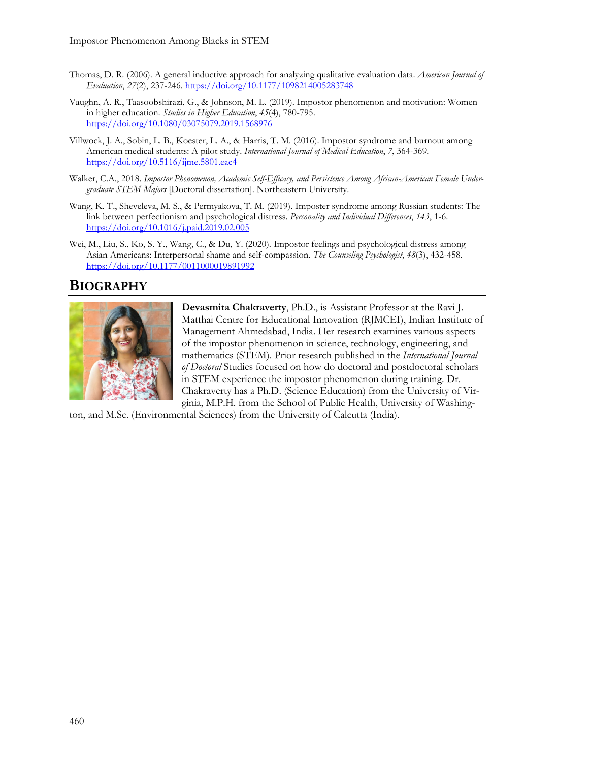Thomas, D. R. (2006). A general inductive approach for analyzing qualitative evaluation data. *American Journal of Evaluation*, *27*(2), 237-246. https://doi.org/10.1177/1098214005283748

Vaughn, A. R., Taasoobshirazi, G., & Johnson, M. L. (2019). Impostor phenomenon and motivation: Women in higher education. *Studies in Higher Education*, *45*(4), 780-795. https://doi.org/10.1080/03075079.2019.1568976

Villwock, J. A., Sobin, L. B., Koester, L. A., & Harris, T. M. (2016). Impostor syndrome and burnout among American medical students: A pilot study. *International Journal of Medical Education*, *7*, 364-369. https://doi.org/10.5116/ijme.5801.eac4

Walker, C.A., 2018. *Impostor Phenomenon, Academic Self-Efficacy, and Persistence Among African-American Female Undergraduate STEM Majors* [Doctoral dissertation]. Northeastern University.

Wang, K. T., Sheveleva, M. S., & Permyakova, T. M. (2019). Imposter syndrome among Russian students: The link between perfectionism and psychological distress. *Personality and Individual Differences*, *143*, 1-6. https://doi.org/10.1016/j.paid.2019.02.005

Wei, M., Liu, S., Ko, S. Y., Wang, C., & Du, Y. (2020). Impostor feelings and psychological distress among Asian Americans: Interpersonal shame and self-compassion. *The Counseling Psychologist*, *48*(3), 432-458. https://doi.org/10.1177/0011000019891992

## BIOGRAPHY

**Devasmita Chakraverty**, Ph.D., is Assistant Professor at the Ravi J. Matthai Centre for Educational Innovation (RJMCEI), Indian Institute of Management Ahmedabad, India. Her research examines various aspects of the impostor phenomenon in science, technology, engineering, and mathematics (STEM). Prior research published in the *International Journal of Doctoral* Studies focused on how do doctoral and postdoctoral scholars in STEM experience the impostor phenomenon during training. Dr. Chakraverty has a Ph.D. (Science Education) from the University of Virginia, M.P.H. from the School of Public Health, University of Washington, and M.Sc. (Environmental Sciences) from the University of Calcutta (India).